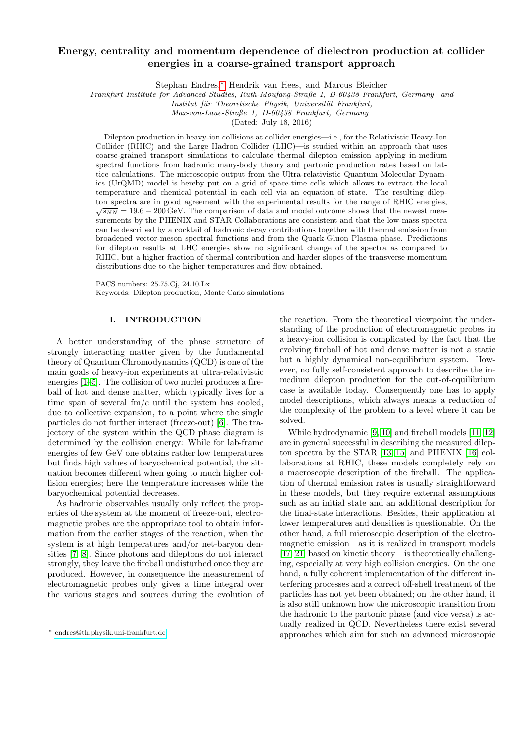# Energy, centrality and momentum dependence of dielectron production at collider energies in a coarse-grained transport approach

Stephan Endres,* Hendrik van Hees, and Marcus Bleicher

*Frankfurt Institute for Advanced Studies, Ruth-Moufang-Straße 1, D-60438 Frankfurt, Germany and*
*Institut für Theoretische Physik, Universität Frankfurt,*
*Max-von-Laue-Straße 1, D-60438 Frankfurt, Germany*

(Dated: July 18, 2016)

Dilepton production in heavy-ion collisions at collider energies—i.e., for the Relativistic Heavy-Ion Collider (RHIC) and the Large Hadron Collider (LHC)—is studied within an approach that uses coarse-grained transport simulations to calculate thermal dilepton emission applying in-medium spectral functions from hadronic many-body theory and partonic production rates based on lattice calculations. The microscopic output from the Ultra-relativistic Quantum Molecular Dynamics (UrQMD) model is hereby put on a grid of space-time cells which allows to extract the local temperature and chemical potential in each cell via an equation of state. The resulting dilepton spectra are in good agreement with the experimental results for the range of RHIC energies, $\sqrt{s_{NN}} = 19.6 - 200$ GeV. The comparison of data and model outcome shows that the newest measurements by the PHENIX and STAR Collaborations are consistent and that the low-mass spectra can be described by a cocktail of hadronic decay contributions together with thermal emission from broadened vector-meson spectral functions and from the Quark-Gluon Plasma phase. Predictions for dilepton results at LHC energies show no significant change of the spectra as compared to RHIC, but a higher fraction of thermal contribution and harder slopes of the transverse momentum distributions due to the higher temperatures and flow obtained.

PACS numbers: 25.75.Cj, 24.10.Lx
Keywords: Dilepton production, Monte Carlo simulations

## I. INTRODUCTION

A better understanding of the phase structure of strongly interacting matter given by the fundamental theory of Quantum Chromodynamics (QCD) is one of the main goals of heavy-ion experiments at ultra-relativistic energies [1–5]. The collision of two nuclei produces a fireball of hot and dense matter, which typically lives for a time span of several fm/$c$ until the system has cooled, due to collective expansion, to a point where the single particles do not further interact (freeze-out) [6]. The trajectory of the system within the QCD phase diagram is determined by the collision energy: While for lab-frame energies of few GeV one obtains rather low temperatures but finds high values of baryochemical potential, the situation becomes different when going to much higher collision energies; here the temperature increases while the baryochemical potential decreases.

As hadronic observables usually only reflect the properties of the system at the moment of freeze-out, electromagnetic probes are the appropriate tool to obtain information from the earlier stages of the reaction, when the system is at high temperatures and/or net-baryon densities [7, 8]. Since photons and dileptons do not interact strongly, they leave the fireball undisturbed once they are produced. However, in consequence the measurement of electromagnetic probes only gives a time integral over the various stages and sources during the evolution of the reaction. From the theoretical viewpoint the understanding of the production of electromagnetic probes in a heavy-ion collision is complicated by the fact that the evolving fireball of hot and dense matter is not a static but a highly dynamical non-equilibrium system. However, no fully self-consistent approach to describe the in-medium dilepton production for the out-of-equilibrium case is available today. Consequently one has to apply model descriptions, which always means a reduction of the complexity of the problem to a level where it can be solved.

While hydrodynamic [9, 10] and fireball models [11, 12] are in general successful in describing the measured dilepton spectra by the STAR [13–15] and PHENIX [16] collaborations at RHIC, these models completely rely on a macroscopic description of the fireball. The application of thermal emission rates is usually straightforward in these models, but they require external assumptions such as an initial state and an additional description for the final-state interactions. Besides, their application at lower temperatures and densities is questionable. On the other hand, a full microscopic description of the electromagnetic emission—as it is realized in transport models [17–21] based on kinetic theory—is theoretically challenging, especially at very high collision energies. On the one hand, a fully coherent implementation of the different interfering processes and a correct off-shell treatment of the particles has not yet been obtained; on the other hand, it is also still unknown how the microscopic transition from the hadronic to the partonic phase (and vice versa) is actually realized in QCD. Nevertheless there exist several approaches which aim for such an advanced microscopic

* endres@th.physik.uni-frankfurt.de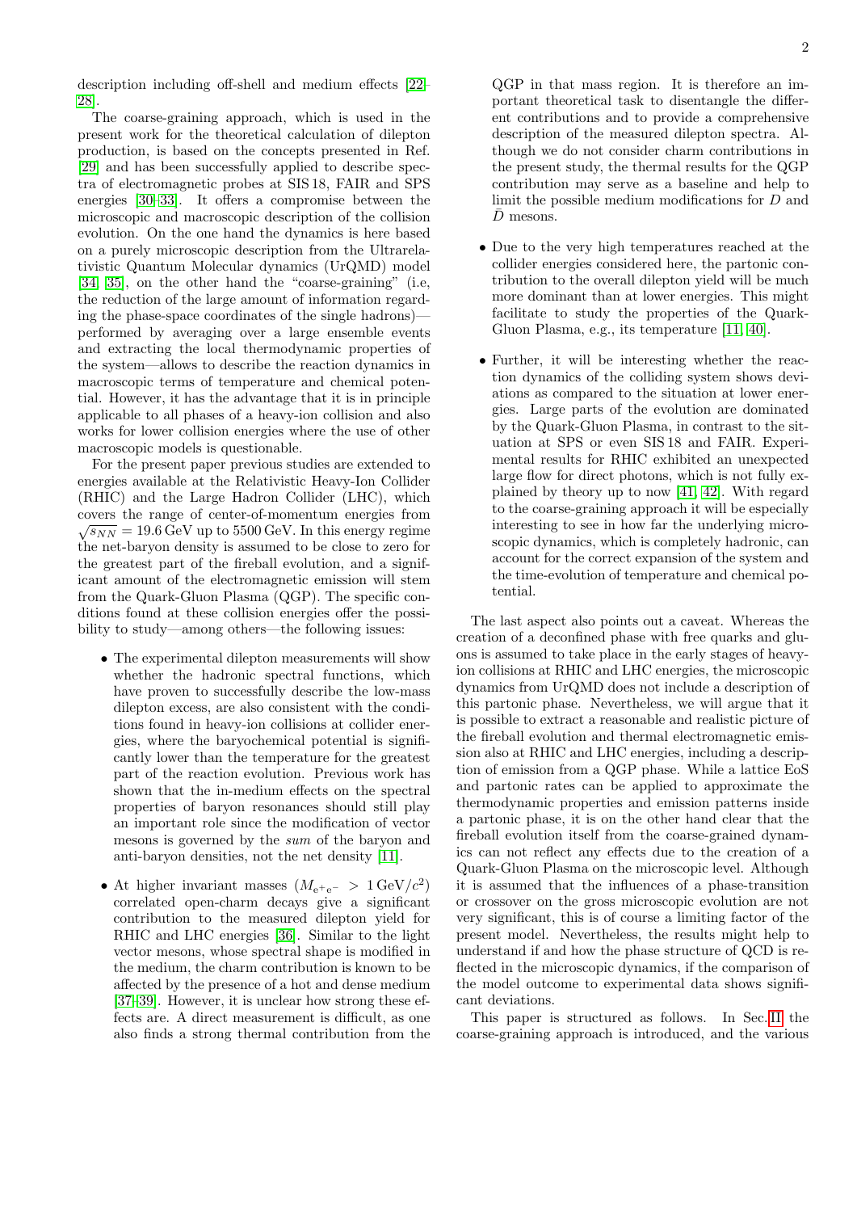description including off-shell and medium effects [22–28].

The coarse-graining approach, which is used in the present work for the theoretical calculation of dilepton production, is based on the concepts presented in Ref. [29] and has been successfully applied to describe spectra of electromagnetic probes at SIS 18, FAIR and SPS energies [30–33]. It offers a compromise between the microscopic and macroscopic description of the collision evolution. On the one hand the dynamics is here based on a purely microscopic description from the Ultrarelativistic Quantum Molecular dynamics (UrQMD) model [34, 35], on the other hand the "coarse-graining" (i.e, the reduction of the large amount of information regarding the phase-space coordinates of the single hadrons)—performed by averaging over a large ensemble events and extracting the local thermodynamic properties of the system—allows to describe the reaction dynamics in macroscopic terms of temperature and chemical potential. However, it has the advantage that it is in principle applicable to all phases of a heavy-ion collision and also works for lower collision energies where the use of other macroscopic models is questionable.

For the present paper previous studies are extended to energies available at the Relativistic Heavy-Ion Collider (RHIC) and the Large Hadron Collider (LHC), which covers the range of center-of-momentum energies from $\sqrt{s_{NN}} = 19.6\,\mathrm{GeV}$ up to 5500 GeV. In this energy regime the net-baryon density is assumed to be close to zero for the greatest part of the fireball evolution, and a significant amount of the electromagnetic emission will stem from the Quark-Gluon Plasma (QGP). The specific conditions found at these collision energies offer the possibility to study—among others—the following issues:

- The experimental dilepton measurements will show whether the hadronic spectral functions, which have proven to successfully describe the low-mass dilepton excess, are also consistent with the conditions found in heavy-ion collisions at collider energies, where the baryochemical potential is significantly lower than the temperature for the greatest part of the reaction evolution. Previous work has shown that the in-medium effects on the spectral properties of baryon resonances should still play an important role since the modification of vector mesons is governed by the *sum* of the baryon and anti-baryon densities, not the net density [11].
- At higher invariant masses ($M_{e^+e^-} > 1\,\mathrm{GeV}/c^2$) correlated open-charm decays give a significant contribution to the measured dilepton yield for RHIC and LHC energies [36]. Similar to the light vector mesons, whose spectral shape is modified in the medium, the charm contribution is known to be affected by the presence of a hot and dense medium [37–39]. However, it is unclear how strong these effects are. A direct measurement is difficult, as one also finds a strong thermal contribution from the QGP in that mass region. It is therefore an important theoretical task to disentangle the different contributions and to provide a comprehensive description of the measured dilepton spectra. Although we do not consider charm contributions in the present study, the thermal results for the QGP contribution may serve as a baseline and help to limit the possible medium modifications for $D$ and $\bar{D}$ mesons.
- Due to the very high temperatures reached at the collider energies considered here, the partonic contribution to the overall dilepton yield will be much more dominant than at lower energies. This might facilitate to study the properties of the Quark-Gluon Plasma, e.g., its temperature [11, 40].
- Further, it will be interesting whether the reaction dynamics of the colliding system shows deviations as compared to the situation at lower energies. Large parts of the evolution are dominated by the Quark-Gluon Plasma, in contrast to the situation at SPS or even SIS 18 and FAIR. Experimental results for RHIC exhibited an unexpected large flow for direct photons, which is not fully explained by theory up to now [41, 42]. With regard to the coarse-graining approach it will be especially interesting to see in how far the underlying microscopic dynamics, which is completely hadronic, can account for the correct expansion of the system and the time-evolution of temperature and chemical potential.

The last aspect also points out a caveat. Whereas the creation of a deconfined phase with free quarks and gluons is assumed to take place in the early stages of heavy-ion collisions at RHIC and LHC energies, the microscopic dynamics from UrQMD does not include a description of this partonic phase. Nevertheless, we will argue that it is possible to extract a reasonable and realistic picture of the fireball evolution and thermal electromagnetic emission also at RHIC and LHC energies, including a description of emission from a QGP phase. While a lattice EoS and partonic rates can be applied to approximate the thermodynamic properties and emission patterns inside a partonic phase, it is on the other hand clear that the fireball evolution itself from the coarse-grained dynamics can not reflect any effects due to the creation of a Quark-Gluon Plasma on the microscopic level. Although it is assumed that the influences of a phase-transition or crossover on the gross microscopic evolution are not very significant, this is of course a limiting factor of the present model. Nevertheless, the results might help to understand if and how the phase structure of QCD is reflected in the microscopic dynamics, if the comparison of the model outcome to experimental data shows significant deviations.

This paper is structured as follows. In Sec. II the coarse-graining approach is introduced, and the various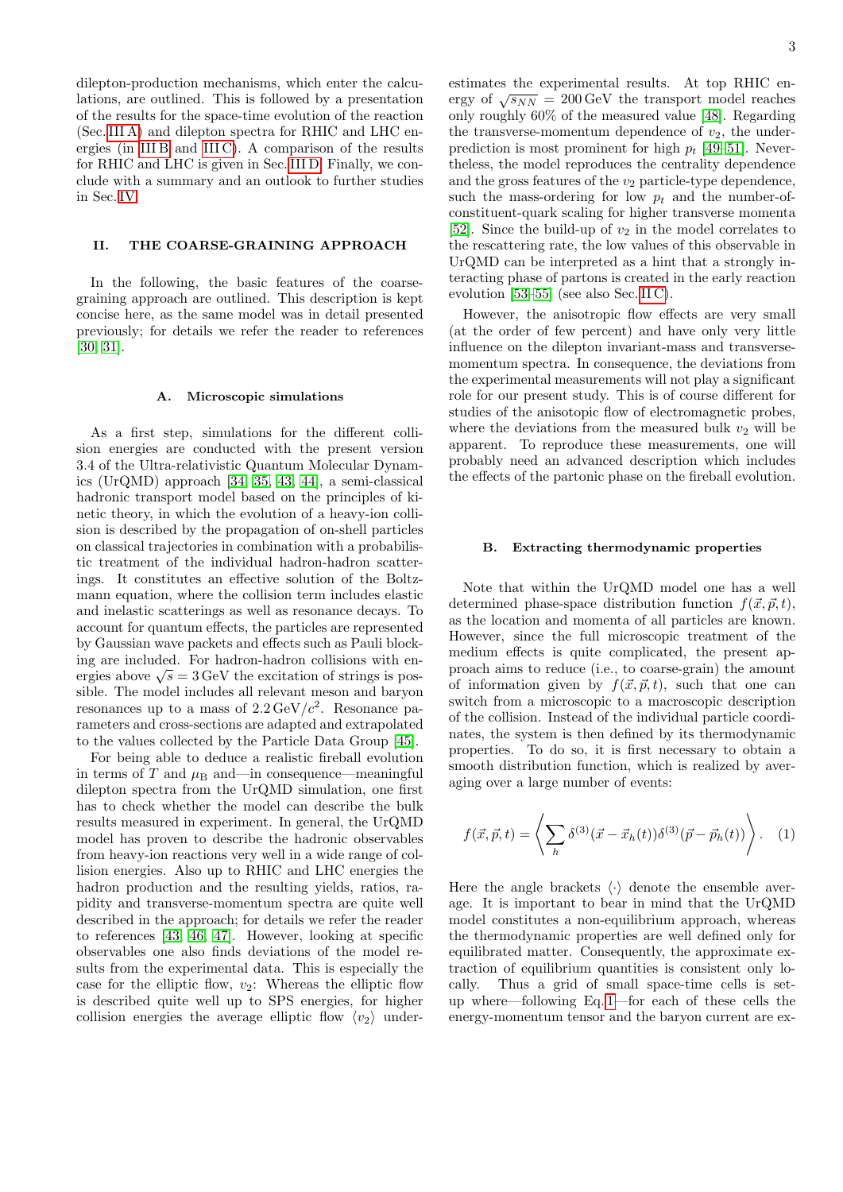dilepton-production mechanisms, which enter the calculations, are outlined. This is followed by a presentation of the results for the space-time evolution of the reaction (Sec. III A) and dilepton spectra for RHIC and LHC energies (in III B and III C). A comparison of the results for RHIC and LHC is given in Sec. III D. Finally, we conclude with a summary and an outlook to further studies in Sec. IV.

## II. THE COARSE-GRAINING APPROACH

In the following, the basic features of the coarse-graining approach are outlined. This description is kept concise here, as the same model was in detail presented previously; for details we refer the reader to references [30, 31].

### A. Microscopic simulations

As a first step, simulations for the different collision energies are conducted with the present version 3.4 of the Ultra-relativistic Quantum Molecular Dynamics (UrQMD) approach [34, 35, 43, 44], a semi-classical hadronic transport model based on the principles of kinetic theory, in which the evolution of a heavy-ion collision is described by the propagation of on-shell particles on classical trajectories in combination with a probabilistic treatment of the individual hadron-hadron scatterings. It constitutes an effective solution of the Boltzmann equation, where the collision term includes elastic and inelastic scatterings as well as resonance decays. To account for quantum effects, the particles are represented by Gaussian wave packets and effects such as Pauli blocking are included. For hadron-hadron collisions with energies above $\sqrt{s} = 3\,\mathrm{GeV}$ the excitation of strings is possible. The model includes all relevant meson and baryon resonances up to a mass of $2.2\,\mathrm{GeV}/c^2$. Resonance parameters and cross-sections are adapted and extrapolated to the values collected by the Particle Data Group [45].

For being able to deduce a realistic fireball evolution in terms of $T$ and $\mu_{\mathrm{B}}$ and—in consequence—meaningful dilepton spectra from the UrQMD simulation, one first has to check whether the model can describe the bulk results measured in experiment. In general, the UrQMD model has proven to describe the hadronic observables from heavy-ion reactions very well in a wide range of collision energies. Also up to RHIC and LHC energies the hadron production and the resulting yields, ratios, rapidity and transverse-momentum spectra are quite well described in the approach; for details we refer the reader to references [43, 46, 47]. However, looking at specific observables one also finds deviations of the model results from the experimental data. This is especially the case for the elliptic flow, $v_2$: Whereas the elliptic flow is described quite well up to SPS energies, for higher collision energies the average elliptic flow $\langle v_2 \rangle$ underestimates the experimental results. At top RHIC energy of $\sqrt{s_{NN}} = 200\,\mathrm{GeV}$ the transport model reaches only roughly 60% of the measured value [48]. Regarding the transverse-momentum dependence of $v_2$, the underprediction is most prominent for high $p_t$ [49–51]. Nevertheless, the model reproduces the centrality dependence and the gross features of the $v_2$ particle-type dependence, such the mass-ordering for low $p_t$ and the number-of-constituent-quark scaling for higher transverse momenta [52]. Since the build-up of $v_2$ in the model correlates to the rescattering rate, the low values of this observable in UrQMD can be interpreted as a hint that a strongly interacting phase of partons is created in the early reaction evolution [53–55] (see also Sec. II C).

However, the anisotropic flow effects are very small (at the order of few percent) and have only very little influence on the dilepton invariant-mass and transverse-momentum spectra. In consequence, the deviations from the experimental measurements will not play a significant role for our present study. This is of course different for studies of the anisotopic flow of electromagnetic probes, where the deviations from the measured bulk $v_2$ will be apparent. To reproduce these measurements, one will probably need an advanced description which includes the effects of the partonic phase on the fireball evolution.

### B. Extracting thermodynamic properties

Note that within the UrQMD model one has a well determined phase-space distribution function $f(\vec{x}, \vec{p}, t)$, as the location and momenta of all particles are known. However, since the full microscopic treatment of the medium effects is quite complicated, the present approach aims to reduce (i.e., to coarse-grain) the amount of information given by $f(\vec{x}, \vec{p}, t)$, such that one can switch from a microscopic to a macroscopic description of the collision. Instead of the individual particle coordinates, the system is then defined by its thermodynamic properties. To do so, it is first necessary to obtain a smooth distribution function, which is realized by averaging over a large number of events:

$$f(\vec{x}, \vec{p}, t) = \left\langle \sum_h \delta^{(3)}(\vec{x} - \vec{x}_h(t)) \delta^{(3)}(\vec{p} - \vec{p}_h(t)) \right\rangle. \quad (1)$$

Here the angle brackets $\langle \cdot \rangle$ denote the ensemble average. It is important to bear in mind that the UrQMD model constitutes a non-equilibrium approach, whereas the thermodynamic properties are well defined only for equilibrated matter. Consequently, the approximate extraction of equilibrium quantities is consistent only locally. Thus a grid of small space-time cells is set-up where—following Eq. 1—for each of these cells the energy-momentum tensor and the baryon current are ex-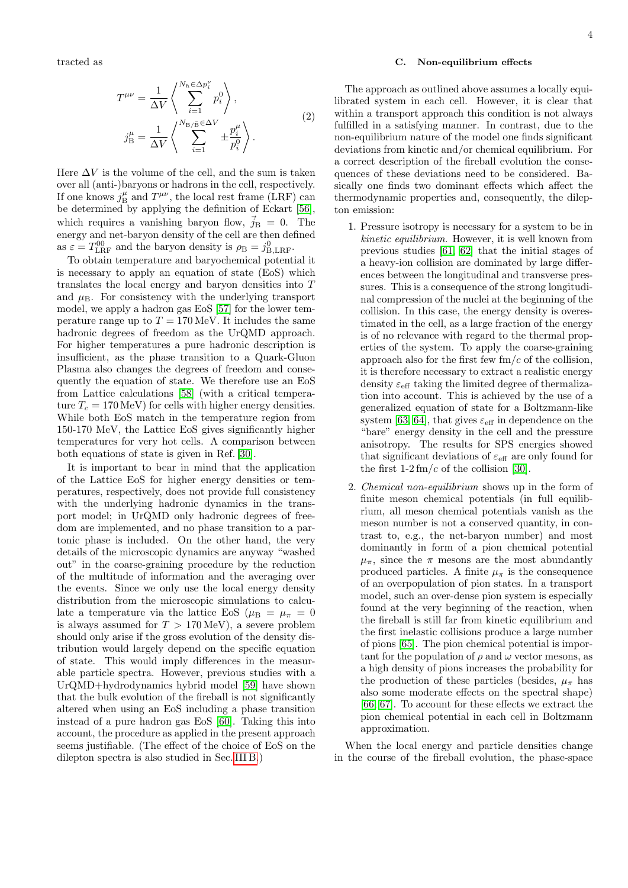tracted as

$$
\begin{aligned}
T^{\mu\nu} &= \frac{1}{\Delta V}\left\langle \sum_{i=1}^{N_h \in \Delta p_i^\nu} p_i^0 \right\rangle, \\
j_{\mathrm{B}}^{\mu} &= \frac{1}{\Delta V}\left\langle \sum_{i=1}^{N_{\mathrm{B}/\bar{\mathrm{B}}} \in \Delta V} \pm \frac{p_i^\mu}{p_i^0} \right\rangle.
\end{aligned} \tag{2}
$$

Here $\Delta V$ is the volume of the cell, and the sum is taken over all (anti-)baryons or hadrons in the cell, respectively. If one knows $j_{\mathrm{B}}^{\mu}$ and $T^{\mu\nu}$, the local rest frame (LRF) can be determined by applying the definition of Eckart [56], which requires a vanishing baryon flow, $\vec{j}_{\mathrm{B}} = 0$. The energy and net-baryon density of the cell are then defined as $\varepsilon = T^{00}_{\mathrm{LRF}}$ and the baryon density is $\rho_{\mathrm{B}} = j^0_{\mathrm{B,LRF}}$.

To obtain temperature and baryochemical potential it is necessary to apply an equation of state (EoS) which translates the local energy and baryon densities into $T$ and $\mu_{\mathrm{B}}$. For consistency with the underlying transport model, we apply a hadron gas EoS [57] for the lower temperature range up to $T = 170\,\mathrm{MeV}$. It includes the same hadronic degrees of freedom as the UrQMD approach. For higher temperatures a pure hadronic description is insufficient, as the phase transition to a Quark-Gluon Plasma also changes the degrees of freedom and consequently the equation of state. We therefore use an EoS from Lattice calculations [58] (with a critical temperature $T_c = 170\,\mathrm{MeV}$) for cells with higher energy densities. While both EoS match in the temperature region from 150-170 MeV, the Lattice EoS gives significantly higher temperatures for very hot cells. A comparison between both equations of state is given in Ref. [30].

It is important to bear in mind that the application of the Lattice EoS for higher energy densities or temperatures, respectively, does not provide full consistency with the underlying hadronic dynamics in the transport model; in UrQMD only hadronic degrees of freedom are implemented, and no phase transition to a partonic phase is included. On the other hand, the very details of the microscopic dynamics are anyway "washed out" in the coarse-graining procedure by the reduction of the multitude of information and the averaging over the events. Since we only use the local energy density distribution from the microscopic simulations to calculate a temperature via the lattice EoS ($\mu_{\mathrm{B}} = \mu_\pi = 0$ is always assumed for $T > 170\,\mathrm{MeV}$), a severe problem should only arise if the gross evolution of the density distribution would largely depend on the specific equation of state. This would imply differences in the measurable particle spectra. However, previous studies with a UrQMD+hydrodynamics hybrid model [59] have shown that the bulk evolution of the fireball is not significantly altered when using an EoS including a phase transition instead of a pure hadron gas EoS [60]. Taking this into account, the procedure as applied in the present approach seems justifiable. (The effect of the choice of EoS on the dilepton spectra is also studied in Sec. III B.)

### C. Non-equilibrium effects

The approach as outlined above assumes a locally equilibrated system in each cell. However, it is clear that within a transport approach this condition is not always fulfilled in a satisfying manner. In contrast, due to the non-equilibrium nature of the model one finds significant deviations from kinetic and/or chemical equilibrium. For a correct description of the fireball evolution the consequences of these deviations need to be considered. Basically one finds two dominant effects which affect the thermodynamic properties and, consequently, the dilepton emission:

1. Pressure isotropy is necessary for a system to be in *kinetic equilibrium*. However, it is well known from previous studies [61, 62] that the initial stages of a heavy-ion collision are dominated by large differences between the longitudinal and transverse pressures. This is a consequence of the strong longitudinal compression of the nuclei at the beginning of the collision. In this case, the energy density is overestimated in the cell, as a large fraction of the energy is of no relevance with regard to the thermal properties of the system. To apply the coarse-graining approach also for the first few fm/c of the collision, it is therefore necessary to extract a realistic energy density $\varepsilon_{\mathrm{eff}}$ taking the limited degree of thermalization into account. This is achieved by the use of a generalized equation of state for a Boltzmann-like system [63, 64], that gives $\varepsilon_{\mathrm{eff}}$ in dependence on the "bare" energy density in the cell and the pressure anisotropy. The results for SPS energies showed that significant deviations of $\varepsilon_{\mathrm{eff}}$ are only found for the first 1-2 fm/c of the collision [30].

2. *Chemical non-equilibrium* shows up in the form of finite meson chemical potentials (in full equilibrium, all meson chemical potentials vanish as the meson number is not a conserved quantity, in contrast to, e.g., the net-baryon number) and most dominantly in form of a pion chemical potential $\mu_\pi$, since the $\pi$ mesons are the most abundantly produced particles. A finite $\mu_\pi$ is the consequence of an overpopulation of pion states. In a transport model, such an over-dense pion system is especially found at the very beginning of the reaction, when the fireball is still far from kinetic equilibrium and the first inelastic collisions produce a large number of pions [65]. The pion chemical potential is important for the population of $\rho$ and $\omega$ vector mesons, as a high density of pions increases the probability for the production of these particles (besides, $\mu_\pi$ has also some moderate effects on the spectral shape) [66, 67]. To account for these effects we extract the pion chemical potential in each cell in Boltzmann approximation.

When the local energy and particle densities change in the course of the fireball evolution, the phase-space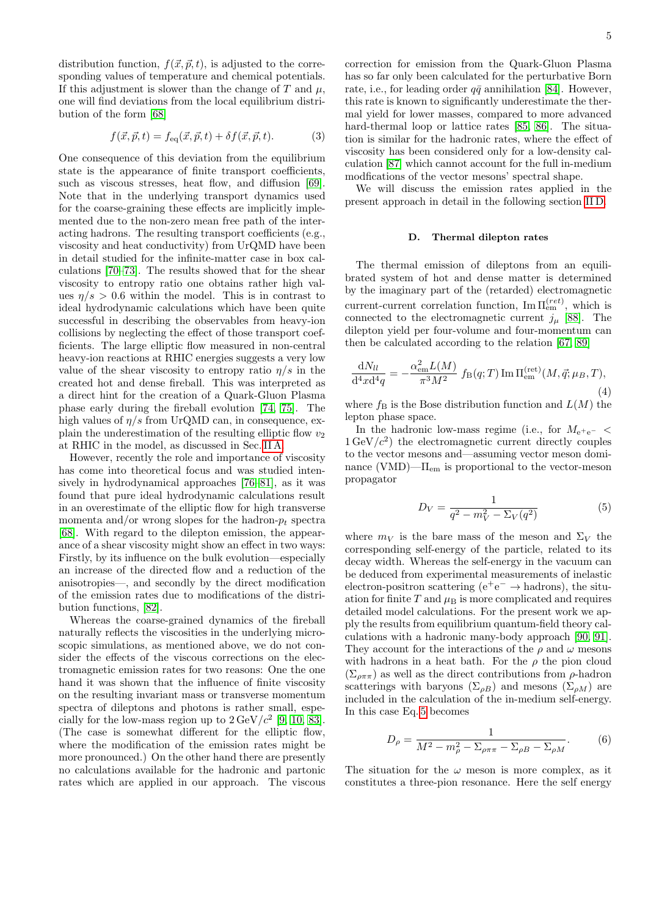distribution function, $f(\vec{x},\vec{p},t)$, is adjusted to the corresponding values of temperature and chemical potentials. If this adjustment is slower than the change of $T$ and $\mu$, one will find deviations from the local equilibrium distribution of the form [68]

$$f(\vec{x},\vec{p},t) = f_{\rm eq}(\vec{x},\vec{p},t) + \delta f(\vec{x},\vec{p},t). \tag{3}$$

One consequence of this deviation from the equilibrium state is the appearance of finite transport coefficients, such as viscous stresses, heat flow, and diffusion [69]. Note that in the underlying transport dynamics used for the coarse-graining these effects are implicitly implemented due to the non-zero mean free path of the interacting hadrons. The resulting transport coefficients (e.g., viscosity and heat conductivity) from UrQMD have been in detail studied for the infinite-matter case in box calculations [70–73]. The results showed that for the shear viscosity to entropy ratio one obtains rather high values $\eta/s > 0.6$ within the model. This is in contrast to ideal hydrodynamic calculations which have been quite successful in describing the observables from heavy-ion collisions by neglecting the effect of those transport coefficients. The large elliptic flow measured in non-central heavy-ion reactions at RHIC energies suggests a very low value of the shear viscosity to entropy ratio $\eta/s$ in the created hot and dense fireball. This was interpreted as a direct hint for the creation of a Quark-Gluon Plasma phase early during the fireball evolution [74, 75]. The high values of $\eta/s$ from UrQMD can, in consequence, explain the underestimation of the resulting elliptic flow $v_2$ at RHIC in the model, as discussed in Sec. II A.

However, recently the role and importance of viscosity has come into theoretical focus and was studied intensively in hydrodynamical approaches [76–81], as it was found that pure ideal hydrodynamic calculations result in an overestimate of the elliptic flow for high transverse momenta and/or wrong slopes for the hadron-$p_t$ spectra [68]. With regard to the dilepton emission, the appearance of a shear viscosity might show an effect in two ways: Firstly, by its influence on the bulk evolution—especially an increase of the directed flow and a reduction of the anisotropies—, and secondly by the direct modification of the emission rates due to modifications of the distribution functions, [82].

Whereas the coarse-grained dynamics of the fireball naturally reflects the viscosities in the underlying microscopic simulations, as mentioned above, we do not consider the effects of the viscous corrections on the electromagnetic emission rates for two reasons: One the one hand it was shown that the influence of finite viscosity on the resulting invariant mass or transverse momentum spectra of dileptons and photons is rather small, especially for the low-mass region up to $2\,\mathrm{GeV}/c^2$ [9, 10, 83]. (The case is somewhat different for the elliptic flow, where the modification of the emission rates might be more pronounced.) On the other hand there are presently no calculations available for the hadronic and partonic rates which are applied in our approach. The viscous correction for emission from the Quark-Gluon Plasma has so far only been calculated for the perturbative Born rate, i.e., for leading order $q\bar{q}$ annihilation [84]. However, this rate is known to significantly underestimate the thermal yield for lower masses, compared to more advanced hard-thermal loop or lattice rates [85, 86]. The situation is similar for the hadronic rates, where the effect of viscosity has been considered only for a low-density calculation [87] which cannot account for the full in-medium modifications of the vector mesons' spectral shape.

We will discuss the emission rates applied in the present approach in detail in the following section II D.

### D. Thermal dilepton rates

The thermal emission of dileptons from an equilibrated system of hot and dense matter is determined by the imaginary part of the (retarded) electromagnetic current-current correlation function, $\mathrm{Im}\,\Pi^{(ret)}_{\rm em}$, which is connected to the electromagnetic current $j_\mu$ [88]. The dilepton yield per four-volume and four-momentum can then be calculated according to the relation [67, 89]

$$\frac{\mathrm{d}N_{ll}}{\mathrm{d}^4x\mathrm{d}^4q} = -\frac{\alpha^2_{\rm em}L(M)}{\pi^3M^2}\,f_{\rm B}(q;T)\,\mathrm{Im}\,\Pi^{(\rm ret)}_{\rm em}(M,\vec{q};\mu_B,T), \tag{4}$$

where $f_{\rm B}$ is the Bose distribution function and $L(M)$ the lepton phase space.

In the hadronic low-mass regime (i.e., for $M_{\rm e^+e^-} < 1\,\mathrm{GeV}/c^2$) the electromagnetic current directly couples to the vector mesons and—assuming vector meson dominance (VMD)—$\Pi_{\rm em}$ is proportional to the vector-meson propagator

$$D_V = \frac{1}{q^2 - m_V^2 - \Sigma_V(q^2)} \tag{5}$$

where $m_V$ is the bare mass of the meson and $\Sigma_V$ the corresponding self-energy of the particle, related to its decay width. Whereas the self-energy in the vacuum can be deduced from experimental measurements of inelastic electron-positron scattering ($\mathrm{e^+e^-} \rightarrow$ hadrons), the situation for finite $T$ and $\mu_{\rm B}$ is more complicated and requires detailed model calculations. For the present work we apply the results from equilibrium quantum-field theory calculations with a hadronic many-body approach [90, 91]. They account for the interactions of the $\rho$ and $\omega$ mesons with hadrons in a heat bath. For the $\rho$ the pion cloud ($\Sigma_{\rho\pi\pi}$) as well as the direct contributions from $\rho$-hadron scatterings with baryons ($\Sigma_{\rho B}$) and mesons ($\Sigma_{\rho M}$) are included in the calculation of the in-medium self-energy. In this case Eq. 5 becomes

$$D_\rho = \frac{1}{M^2 - m_\rho^2 - \Sigma_{\rho\pi\pi} - \Sigma_{\rho B} - \Sigma_{\rho M}}. \tag{6}$$

The situation for the $\omega$ meson is more complex, as it constitutes a three-pion resonance. Here the self energy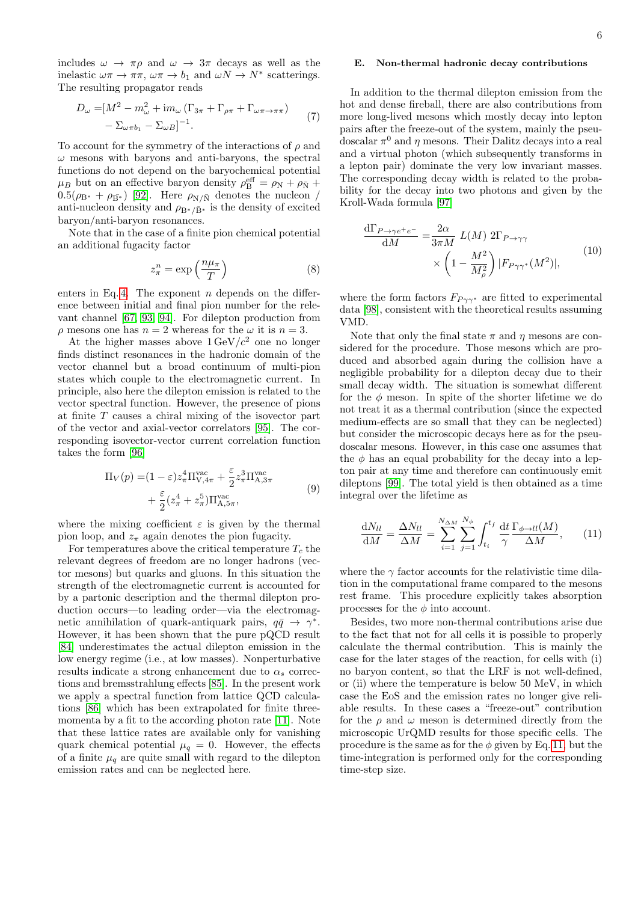includes $\omega \to \pi\rho$ and $\omega \to 3\pi$ decays as well as the inelastic $\omega\pi \to \pi\pi$, $\omega\pi \to b_1$ and $\omega N \to N^*$ scatterings. The resulting propagator reads

$$D_\omega = [M^2 - m_\omega^2 + \mathrm{i}m_\omega\left(\Gamma_{3\pi} + \Gamma_{\rho\pi} + \Gamma_{\omega\pi\to\pi\pi}\right) - \Sigma_{\omega\pi b_1} - \Sigma_{\omega B}]^{-1}. \tag{7}$$

To account for the symmetry of the interactions of $\rho$ and $\omega$ mesons with baryons and anti-baryons, the spectral functions do not depend on the baryochemical potential $\mu_B$ but on an effective baryon density $\rho_{\mathrm{B}}^{\mathrm{eff}} = \rho_{\mathrm{N}} + \rho_{\bar{\mathrm{N}}} + 0.5(\rho_{\mathrm{B}^*} + \rho_{\bar{\mathrm{B}}^*})$ [92]. Here $\rho_{\mathrm{N}/\bar{\mathrm{N}}}$ denotes the nucleon / anti-nucleon density and $\rho_{\mathrm{B}^*/\bar{\mathrm{B}}^*}$ is the density of excited baryon/anti-baryon resonances.

Note that in the case of a finite pion chemical potential an additional fugacity factor

$$z_\pi^n = \exp\left(\frac{n\mu_\pi}{T}\right) \tag{8}$$

enters in Eq. 4. The exponent $n$ depends on the difference between initial and final pion number for the relevant channel [67, 93, 94]. For dilepton production from $\rho$ mesons one has $n = 2$ whereas for the $\omega$ it is $n = 3$.

At the higher masses above $1\,\mathrm{GeV}/c^2$ one no longer finds distinct resonances in the hadronic domain of the vector channel but a broad continuum of multi-pion states which couple to the electromagnetic current. In principle, also here the dilepton emission is related to the vector spectral function. However, the presence of pions at finite $T$ causes a chiral mixing of the isovector part of the vector and axial-vector correlators [95]. The corresponding isovector-vector current correlation function takes the form [96]

$$\Pi_V(p) = (1-\varepsilon)z_\pi^4\Pi_{\mathrm{V},4\pi}^{\mathrm{vac}} + \frac{\varepsilon}{2}z_\pi^3\Pi_{\mathrm{A},3\pi}^{\mathrm{vac}} + \frac{\varepsilon}{2}(z_\pi^4 + z_\pi^5)\Pi_{\mathrm{A},5\pi}^{\mathrm{vac}}, \tag{9}$$

where the mixing coefficient $\varepsilon$ is given by the thermal pion loop, and $z_\pi$ again denotes the pion fugacity.

For temperatures above the critical temperature $T_c$ the relevant degrees of freedom are no longer hadrons (vector mesons) but quarks and gluons. In this situation the strength of the electromagnetic current is accounted for by a partonic description and the thermal dilepton production occurs—to leading order—via the electromagnetic annihilation of quark-antiquark pairs, $q\bar{q} \to \gamma^*$. However, it has been shown that the pure pQCD result [84] underestimates the actual dilepton emission in the low energy regime (i.e., at low masses). Nonperturbative results indicate a strong enhancement due to $\alpha_s$ corrections and bremsstrahlung effects [85]. In the present work we apply a spectral function from lattice QCD calculations [86] which has been extrapolated for finite three-momenta by a fit to the according photon rate [11]. Note that these lattice rates are available only for vanishing quark chemical potential $\mu_q = 0$. However, the effects of a finite $\mu_q$ are quite small with regard to the dilepton emission rates and can be neglected here.

### E. Non-thermal hadronic decay contributions

In addition to the thermal dilepton emission from the hot and dense fireball, there are also contributions from more long-lived mesons which mostly decay into lepton pairs after the freeze-out of the system, mainly the pseudoscalar $\pi^0$ and $\eta$ mesons. Their Dalitz decays into a real and a virtual photon (which subsequently transforms in a lepton pair) dominate the very low invariant masses. The corresponding decay width is related to the probability for the decay into two photons and given by the Kroll-Wada formula [97]

$$\frac{\mathrm{d}\Gamma_{P\to\gamma e^+e^-}}{\mathrm{d}M} = \frac{2\alpha}{3\pi M}\, L(M)\; 2\Gamma_{P\to\gamma\gamma} \times \left(1 - \frac{M^2}{M_\rho^2}\right)|F_{P\gamma\gamma^*}(M^2)|, \tag{10}$$

where the form factors $F_{P\gamma\gamma^*}$ are fitted to experimental data [98], consistent with the theoretical results assuming VMD.

Note that only the final state $\pi$ and $\eta$ mesons are considered for the procedure. Those mesons which are produced and absorbed again during the collision have a negligible probability for a dilepton decay due to their small decay width. The situation is somewhat different for the $\phi$ meson. In spite of the shorter lifetime we do not treat it as a thermal contribution (since the expected medium-effects are so small that they can be neglected) but consider the microscopic decays here as for the pseudoscalar mesons. However, in this case one assumes that the $\phi$ has an equal probability for the decay into a lepton pair at any time and therefore can continuously emit dileptons [99]. The total yield is then obtained as a time integral over the lifetime as

$$\frac{\mathrm{d}N_{ll}}{\mathrm{d}M} = \frac{\Delta N_{ll}}{\Delta M} = \sum_{i=1}^{N_{\Delta M}}\sum_{j=1}^{N_\phi}\int_{t_i}^{t_f}\frac{\mathrm{d}t}{\gamma}\frac{\Gamma_{\phi\to ll}(M)}{\Delta M}, \tag{11}$$

where the $\gamma$ factor accounts for the relativistic time dilation in the computational frame compared to the mesons rest frame. This procedure explicitly takes absorption processes for the $\phi$ into account.

Besides, two more non-thermal contributions arise due to the fact that not for all cells it is possible to properly calculate the thermal contribution. This is mainly the case for the later stages of the reaction, for cells with (i) no baryon content, so that the LRF is not well-defined, or (ii) where the temperature is below 50 MeV, in which case the EoS and the emission rates no longer give reliable results. In these cases a "freeze-out" contribution for the $\rho$ and $\omega$ meson is determined directly from the microscopic UrQMD results for those specific cells. The procedure is the same as for the $\phi$ given by Eq. 11, but the time-integration is performed only for the corresponding time-step size.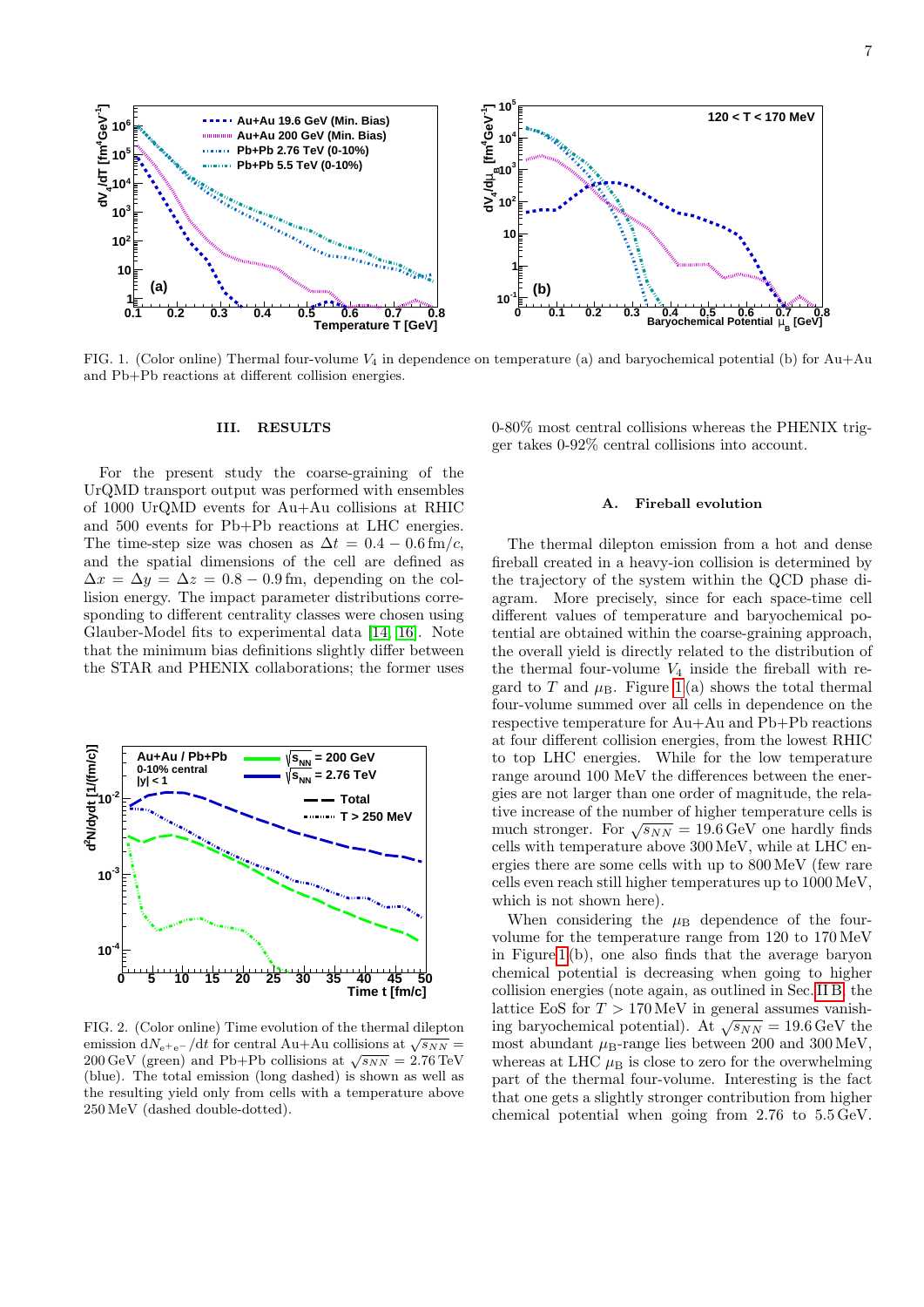FIG. 1. (Color online) Thermal four-volume $V_4$ in dependence on temperature (a) and baryochemical potential (b) for Au+Au and Pb+Pb reactions at different collision energies.

FIG. 2. (Color online) Time evolution of the thermal dilepton emission $\mathrm{d}N_{e^+e^-}/\mathrm{d}t$ for central Au+Au collisions at $\sqrt{s_{NN}} = 200\,\mathrm{GeV}$ (green) and Pb+Pb collisions at $\sqrt{s_{NN}} = 2.76\,\mathrm{TeV}$ (blue). The total emission (long dashed) is shown as well as the resulting yield only from cells with a temperature above 250 MeV (dashed double-dotted).

## III. RESULTS

For the present study the coarse-graining of the UrQMD transport output was performed with ensembles of 1000 UrQMD events for Au+Au collisions at RHIC and 500 events for Pb+Pb reactions at LHC energies. The time-step size was chosen as $\Delta t = 0.4 - 0.6\,\mathrm{fm}/c$, and the spatial dimensions of the cell are defined as $\Delta x = \Delta y = \Delta z = 0.8 - 0.9\,\mathrm{fm}$, depending on the collision energy. The impact parameter distributions corresponding to different centrality classes were chosen using Glauber-Model fits to experimental data [14, 16]. Note that the minimum bias definitions slightly differ between the STAR and PHENIX collaborations; the former uses 0-80% most central collisions whereas the PHENIX trigger takes 0-92% central collisions into account.

### A. Fireball evolution

The thermal dilepton emission from a hot and dense fireball created in a heavy-ion collision is determined by the trajectory of the system within the QCD phase diagram. More precisely, since for each space-time cell different values of temperature and baryochemical potential are obtained within the coarse-graining approach, the overall yield is directly related to the distribution of the thermal four-volume $V_4$ inside the fireball with regard to $T$ and $\mu_\mathrm{B}$. Figure 1(a) shows the total thermal four-volume summed over all cells in dependence on the respective temperature for Au+Au and Pb+Pb reactions at four different collision energies, from the lowest RHIC to top LHC energies. While for the low temperature range around 100 MeV the differences between the energies are not larger than one order of magnitude, the relative increase of the number of higher temperature cells is much stronger. For $\sqrt{s_{NN}} = 19.6\,\mathrm{GeV}$ one hardly finds cells with temperature above 300 MeV, while at LHC energies there are some cells with up to 800 MeV (few rare cells even reach still higher temperatures up to 1000 MeV, which is not shown here).

When considering the $\mu_\mathrm{B}$ dependence of the four-volume for the temperature range from 120 to 170 MeV in Figure 1(b), one also finds that the average baryon chemical potential is decreasing when going to higher collision energies (note again, as outlined in Sec. II B, the lattice EoS for $T > 170\,\mathrm{MeV}$ in general assumes vanishing baryochemical potential). At $\sqrt{s_{NN}} = 19.6\,\mathrm{GeV}$ the most abundant $\mu_\mathrm{B}$-range lies between 200 and 300 MeV, whereas at LHC $\mu_\mathrm{B}$ is close to zero for the overwhelming part of the thermal four-volume. Interesting is the fact that one gets a slightly stronger contribution from higher chemical potential when going from 2.76 to 5.5 GeV.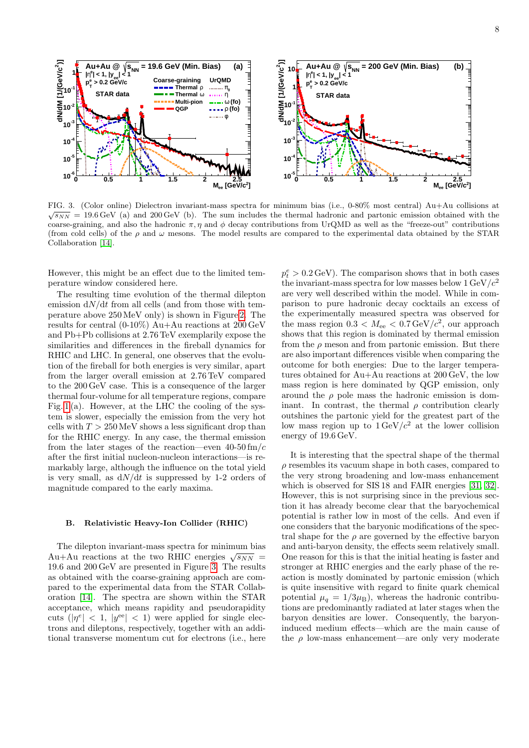FIG. 3. (Color online) Dielectron invariant-mass spectra for minimum bias (i.e., 0-80% most central) Au+Au collisions at $\sqrt{s_{NN}} = 19.6\,\mathrm{GeV}$ (a) and $200\,\mathrm{GeV}$ (b). The sum includes the thermal hadronic and partonic emission obtained with the coarse-graining, and also the hadronic $\pi, \eta$ and $\phi$ decay contributions from UrQMD as well as the "freeze-out" contributions (from cold cells) of the $\rho$ and $\omega$ mesons. The model results are compared to the experimental data obtained by the STAR Collaboration [14].

However, this might be an effect due to the limited temperature window considered here.

The resulting time evolution of the thermal dilepton emission $\mathrm{d}N/\mathrm{d}t$ from all cells (and from those with temperature above 250 MeV only) is shown in Figure 2. The results for central (0-10%) Au+Au reactions at 200 GeV and Pb+Pb collisions at 2.76 TeV exemplarily expose the similarities and differences in the fireball dynamics for RHIC and LHC. In general, one observes that the evolution of the fireball for both energies is very similar, apart from the larger overall emission at 2.76 TeV compared to the 200 GeV case. This is a consequence of the larger thermal four-volume for all temperature regions, compare Fig. 1 (a). However, at the LHC the cooling of the system is slower, especially the emission from the very hot cells with $T > 250\,\mathrm{MeV}$ shows a less significant drop than for the RHIC energy. In any case, the thermal emission from the later stages of the reaction—even 40-50 fm/$c$ after the first initial nucleon-nucleon interactions—is remarkably large, although the influence on the total yield is very small, as $\mathrm{d}N/\mathrm{d}t$ is suppressed by 1-2 orders of magnitude compared to the early maxima.

### B. Relativistic Heavy-Ion Collider (RHIC)

The dilepton invariant-mass spectra for minimum bias Au+Au reactions at the two RHIC energies $\sqrt{s_{NN}} = 19.6$ and 200 GeV are presented in Figure 3. The results as obtained with the coarse-graining approach are compared to the experimental data from the STAR Collaboration [14]. The spectra are shown within the STAR acceptance, which means rapidity and pseudorapidity cuts ($|\eta^e| < 1$, $|y^{ee}| < 1$) were applied for single electrons and dileptons, respectively, together with an additional transverse momentum cut for electrons (i.e., here $p_t^e > 0.2\,\mathrm{GeV}$). The comparison shows that in both cases the invariant-mass spectra for low masses below $1\,\mathrm{GeV}/c^2$ are very well described within the model. While in comparison to pure hadronic decay cocktails an excess of the experimentally measured spectra was observed for the mass region $0.3 < M_{\mathrm{ee}} < 0.7\,\mathrm{GeV}/c^2$, our approach shows that this region is dominated by thermal emission from the $\rho$ meson and from partonic emission. But there are also important differences visible when comparing the outcome for both energies: Due to the larger temperatures obtained for Au+Au reactions at 200 GeV, the low mass region is here dominated by QGP emission, only around the $\rho$ pole mass the hadronic emission is dominant. In contrast, the thermal $\rho$ contribution clearly outshines the partonic yield for the greatest part of the low mass region up to $1\,\mathrm{GeV}/c^2$ at the lower collision energy of 19.6 GeV.

It is interesting that the spectral shape of the thermal $\rho$ resembles its vacuum shape in both cases, compared to the very strong broadening and low-mass enhancement which is observed for SIS 18 and FAIR energies [31, 32]. However, this is not surprising since in the previous section it has already become clear that the baryochemical potential is rather low in most of the cells. And even if one considers that the baryonic modifications of the spectral shape for the $\rho$ are governed by the effective baryon and anti-baryon density, the effects seem relatively small. One reason for this is that the initial heating is faster and stronger at RHIC energies and the early phase of the reaction is mostly dominated by partonic emission (which is quite insensitive with regard to finite quark chemical potential $\mu_q = 1/3\mu_{\mathrm{B}}$), whereas the hadronic contributions are predominantly radiated at later stages when the baryon densities are lower. Consequently, the baryon-induced medium effects—which are the main cause of the $\rho$ low-mass enhancement—are only very moderate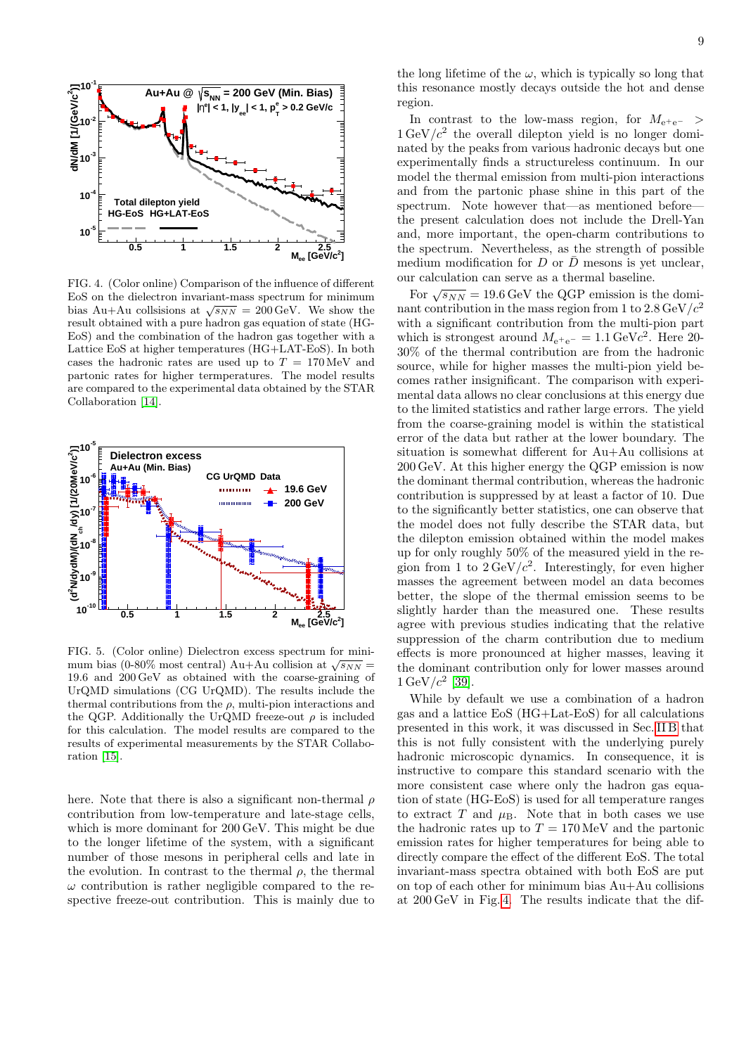FIG. 4. (Color online) Comparison of the influence of different EoS on the dielectron invariant-mass spectrum for minimum bias Au+Au collsisions at $\sqrt{s_{NN}} = 200\,\mathrm{GeV}$. We show the result obtained with a pure hadron gas equation of state (HG-EoS) and the combination of the hadron gas together with a Lattice EoS at higher temperatures (HG+LAT-EoS). In both cases the hadronic rates are used up to $T = 170\,\mathrm{MeV}$ and partonic rates for higher termperatures. The model results are compared to the experimental data obtained by the STAR Collaboration [14].

FIG. 5. (Color online) Dielectron excess spectrum for minimum bias (0-80% most central) Au+Au collision at $\sqrt{s_{NN}} = 19.6$ and $200\,\mathrm{GeV}$ as obtained with the coarse-graining of UrQMD simulations (CG UrQMD). The results include the thermal contributions from the $\rho$, multi-pion interactions and the QGP. Additionally the UrQMD freeze-out $\rho$ is included for this calculation. The model results are compared to the results of experimental measurements by the STAR Collaboration [15].

here. Note that there is also a significant non-thermal $\rho$ contribution from low-temperature and late-stage cells, which is more dominant for 200 GeV. This might be due to the longer lifetime of the system, with a significant number of those mesons in peripheral cells and late in the evolution. In contrast to the thermal $\rho$, the thermal $\omega$ contribution is rather negligible compared to the respective freeze-out contribution. This is mainly due to the long lifetime of the $\omega$, which is typically so long that this resonance mostly decays outside the hot and dense region.

In contrast to the low-mass region, for $M_{e^+e^-} > 1\,\mathrm{GeV}/c^2$ the overall dilepton yield is no longer dominated by the peaks from various hadronic decays but one experimentally finds a structureless continuum. In our model the thermal emission from multi-pion interactions and from the partonic phase shine in this part of the spectrum. Note however that—as mentioned before—the present calculation does not include the Drell-Yan and, more important, the open-charm contributions to the spectrum. Nevertheless, as the strength of possible medium modification for $D$ or $\bar{D}$ mesons is yet unclear, our calculation can serve as a thermal baseline.

For $\sqrt{s_{NN}} = 19.6\,\mathrm{GeV}$ the QGP emission is the dominant contribution in the mass region from 1 to $2.8\,\mathrm{GeV}/c^2$ with a significant contribution from the multi-pion part which is strongest around $M_{e^+e^-} = 1.1\,\mathrm{GeV}c^2$. Here 20-30% of the thermal contribution are from the hadronic source, while for higher masses the multi-pion yield becomes rather insignificant. The comparison with experimental data allows no clear conclusions at this energy due to the limited statistics and rather large errors. The yield from the coarse-graining model is within the statistical error of the data but rather at the lower boundary. The situation is somewhat different for Au+Au collisions at 200 GeV. At this higher energy the QGP emission is now the dominant thermal contribution, whereas the hadronic contribution is suppressed by at least a factor of 10. Due to the significantly better statistics, one can observe that the model does not fully describe the STAR data, but the dilepton emission obtained within the model makes up for only roughly 50% of the measured yield in the region from 1 to $2\,\mathrm{GeV}/c^2$. Interestingly, for even higher masses the agreement between model an data becomes better, the slope of the thermal emission seems to be slightly harder than the measured one. These results agree with previous studies indicating that the relative suppression of the charm contribution due to medium effects is more pronounced at higher masses, leaving it the dominant contribution only for lower masses around $1\,\mathrm{GeV}/c^2$ [39].

While by default we use a combination of a hadron gas and a lattice EoS (HG+Lat-EoS) for all calculations presented in this work, it was discussed in Sec. II B that this is not fully consistent with the underlying purely hadronic microscopic dynamics. In consequence, it is instructive to compare this standard scenario with the more consistent case where only the hadron gas equation of state (HG-EoS) is used for all temperature ranges to extract $T$ and $\mu_{\mathrm{B}}$. Note that in both cases we use the hadronic rates up to $T = 170\,\mathrm{MeV}$ and the partonic emission rates for higher temperatures for being able to directly compare the effect of the different EoS. The total invariant-mass spectra obtained with both EoS are put on top of each other for minimum bias Au+Au collisions at 200 GeV in Fig. 4. The results indicate that the dif-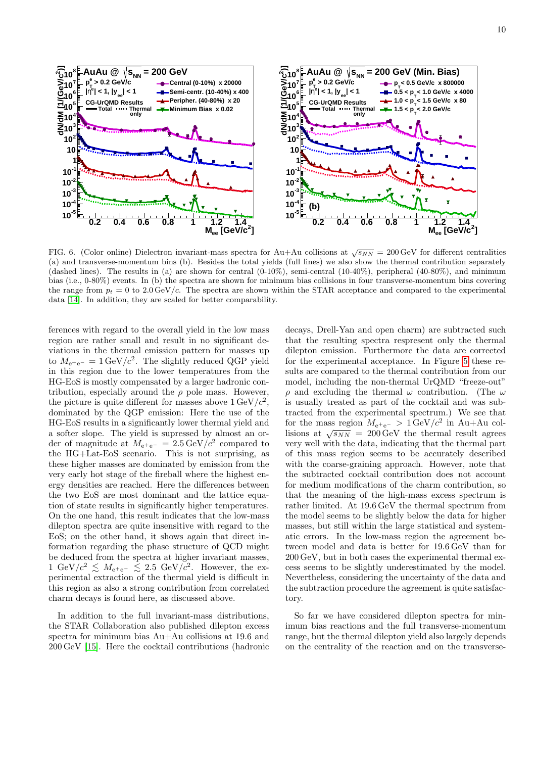FIG. 6. (Color online) Dielectron invariant-mass spectra for Au+Au collisions at $\sqrt{s_{NN}} = 200\,\text{GeV}$ for different centralities (a) and transverse-momentum bins (b). Besides the total yields (full lines) we also show the thermal contribution separately (dashed lines). The results in (a) are shown for central (0-10%), semi-central (10-40%), peripheral (40-80%), and minimum bias (i.e., 0-80%) events. In (b) the spectra are shown for minimum bias collisions in four transverse-momentum bins covering the range from $p_t = 0$ to $2.0\,\text{GeV}/c$. The spectra are shown within the STAR acceptance and compared to the experimental data [14]. In addition, they are scaled for better comparability.

ferences with regard to the overall yield in the low mass region are rather small and result in no significant deviations in the thermal emission pattern for masses up to $M_{e^+e^-} = 1\,\text{GeV}/c^2$. The slightly reduced QGP yield in this region due to the lower temperatures from the HG-EoS is mostly compensated by a larger hadronic contribution, especially around the $\rho$ pole mass. However, the picture is quite different for masses above $1\,\text{GeV}/c^2$, dominated by the QGP emission: Here the use of the HG-EoS results in a significantly lower thermal yield and a softer slope. The yield is supressed by almost an order of magnitude at $M_{e^+e^-} = 2.5\,\text{GeV}/c^2$ compared to the HG+Lat-EoS scenario. This is not surprising, as these higher masses are dominated by emission from the very early hot stage of the fireball where the highest energy densities are reached. Here the differences between the two EoS are most dominant and the lattice equation of state results in significantly higher temperatures. On the one hand, this result indicates that the low-mass dilepton spectra are quite insensitive with regard to the EoS; on the other hand, it shows again that direct information regarding the phase structure of QCD might be deduced from the spectra at higher invariant masses, $1\ \text{GeV}/c^2 \lesssim M_{e^+e^-} \lesssim 2.5\ \text{GeV}/c^2$. However, the experimental extraction of the thermal yield is difficult in this region as also a strong contribution from correlated charm decays is found here, as discussed above.

In addition to the full invariant-mass distributions, the STAR Collaboration also published dilepton excess spectra for minimum bias Au+Au collisions at 19.6 and 200 GeV [15]. Here the cocktail contributions (hadronic decays, Drell-Yan and open charm) are subtracted such that the resulting spectra respresent only the thermal dilepton emission. Furthermore the data are corrected for the experimental acceptance. In Figure 5 these results are compared to the thermal contribution from our model, including the non-thermal UrQMD "freeze-out" $\rho$ and excluding the thermal $\omega$ contribution. (The $\omega$ is usually treated as part of the cocktail and was subtracted from the experimental spectrum.) We see that for the mass region $M_{e^+e^-} > 1\,\text{GeV}/c^2$ in Au+Au collisions at $\sqrt{s_{NN}} = 200\,\text{GeV}$ the thermal result agrees very well with the data, indicating that the thermal part of this mass region seems to be accurately described with the coarse-graining approach. However, note that the subtracted cocktail contribution does not account for medium modifications of the charm contribution, so that the meaning of the high-mass excess spectrum is rather limited. At 19.6 GeV the thermal spectrum from the model seems to be slightly below the data for higher masses, but still within the large statistical and systematic errors. In the low-mass region the agreement between model and data is better for 19.6 GeV than for 200 GeV, but in both cases the experimental thermal excess seems to be slightly underestimated by the model. Nevertheless, considering the uncertainty of the data and the subtraction procedure the agreement is quite satisfactory.

So far we have considered dilepton spectra for minimum bias reactions and the full transverse-momentum range, but the thermal dilepton yield also largely depends on the centrality of the reaction and on the transverse-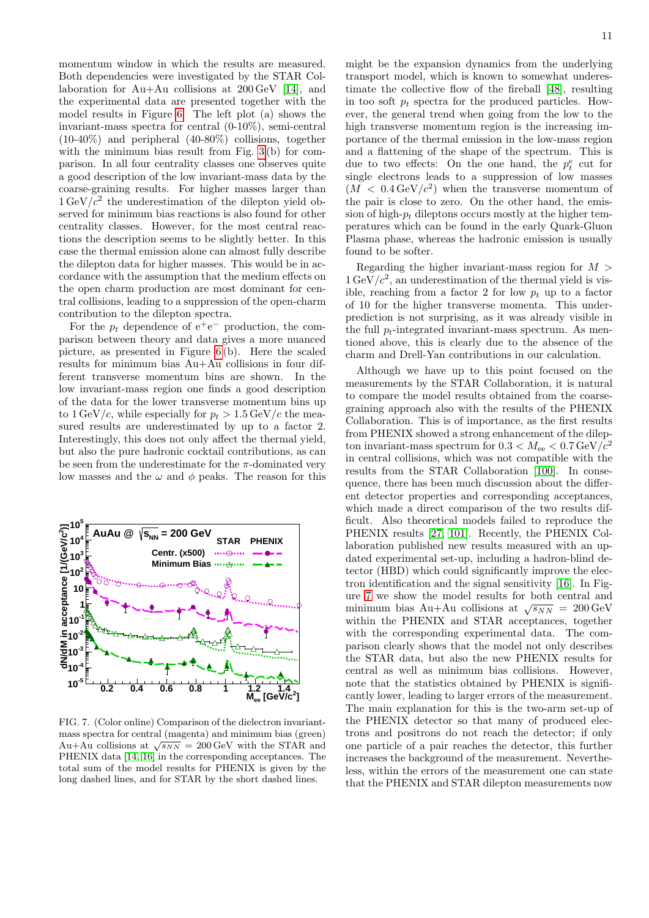momentum window in which the results are measured. Both dependencies were investigated by the STAR Collaboration for Au+Au collisions at 200 GeV [14], and the experimental data are presented together with the model results in Figure 6. The left plot (a) shows the invariant-mass spectra for central (0-10%), semi-central (10-40%) and peripheral (40-80%) collisions, together with the minimum bias result from Fig. 3(b) for comparison. In all four centrality classes one observes quite a good description of the low invariant-mass data by the coarse-graining results. For higher masses larger than $1\,\mathrm{GeV}/c^2$ the underestimation of the dilepton yield observed for minimum bias reactions is also found for other centrality classes. However, for the most central reactions the description seems to be slightly better. In this case the thermal emission alone can almost fully describe the dilepton data for higher masses. This would be in accordance with the assumption that the medium effects on the open charm production are most dominant for central collisions, leading to a suppression of the open-charm contribution to the dilepton spectra.

For the $p_t$ dependence of $e^+e^-$ production, the comparison between theory and data gives a more nuanced picture, as presented in Figure 6(b). Here the scaled results for minimum bias Au+Au collisions in four different transverse momentum bins are shown. In the low invariant-mass region one finds a good description of the data for the lower transverse momentum bins up to $1\,\mathrm{GeV}/c$, while especially for $p_t > 1.5\,\mathrm{GeV}/c$ the measured results are underestimated by up to a factor 2. Interestingly, this does not only affect the thermal yield, but also the pure hadronic cocktail contributions, as can be seen from the underestimate for the $\pi$-dominated very low masses and the $\omega$ and $\phi$ peaks. The reason for this might be the expansion dynamics from the underlying transport model, which is known to somewhat underestimate the collective flow of the fireball [48], resulting in too soft $p_t$ spectra for the produced particles. However, the general trend when going from the low to the high transverse momentum region is the increasing importance of the thermal emission in the low-mass region and a flattening of the shape of the spectrum. This is due to two effects: On the one hand, the $p_t^e$ cut for single electrons leads to a suppression of low masses ($M < 0.4\,\mathrm{GeV}/c^2$) when the transverse momentum of the pair is close to zero. On the other hand, the emission of high-$p_t$ dileptons occurs mostly at the higher temperatures which can be found in the early Quark-Gluon Plasma phase, whereas the hadronic emission is usually found to be softer.

Regarding the higher invariant-mass region for $M > 1\,\mathrm{GeV}/c^2$, an underestimation of the thermal yield is visible, reaching from a factor 2 for low $p_t$ up to a factor of 10 for the higher transverse momenta. This underprediction is not surprising, as it was already visible in the full $p_t$-integrated invariant-mass spectrum. As mentioned above, this is clearly due to the absence of the charm and Drell-Yan contributions in our calculation.

Although we have up to this point focused on the measurements by the STAR Collaboration, it is natural to compare the model results obtained from the coarse-graining approach also with the results of the PHENIX Collaboration. This is of importance, as the first results from PHENIX showed a strong enhancement of the dilepton invariant-mass spectrum for $0.3 < M_{\mathrm{ee}} < 0.7\,\mathrm{GeV}/c^2$ in central collisions, which was not compatible with the results from the STAR Collaboration [100]. In consequence, there has been much discussion about the different detector properties and corresponding acceptances, which made a direct comparison of the two results difficult. Also theoretical models failed to reproduce the PHENIX results [27, 101]. Recently, the PHENIX Collaboration published new results measured with an updated experimental set-up, including a hadron-blind detector (HBD) which could significantly improve the electron identification and the signal sensitivity [16]. In Figure 7 we show the model results for both central and minimum bias Au+Au collisions at $\sqrt{s_{NN}} = 200\,\mathrm{GeV}$ within the PHENIX and STAR acceptances, together with the corresponding experimental data. The comparison clearly shows that the model not only describes the STAR data, but also the new PHENIX results for central as well as minimum bias collisions. However, note that the statistics obtained by PHENIX is significantly lower, leading to larger errors of the measurement. The main explanation for this is the two-arm set-up of the PHENIX detector so that many of produced electrons and positrons do not reach the detector; if only one particle of a pair reaches the detector, this further increases the background of the measurement. Nevertheless, within the errors of the measurement one can state that the PHENIX and STAR dilepton measurements now

FIG. 7. (Color online) Comparison of the dielectron invariant-mass spectra for central (magenta) and minimum bias (green) Au+Au collisions at $\sqrt{s_{NN}} = 200\,\mathrm{GeV}$ with the STAR and PHENIX data [14, 16] in the corresponding acceptances. The total sum of the model results for PHENIX is given by the long dashed lines, and for STAR by the short dashed lines.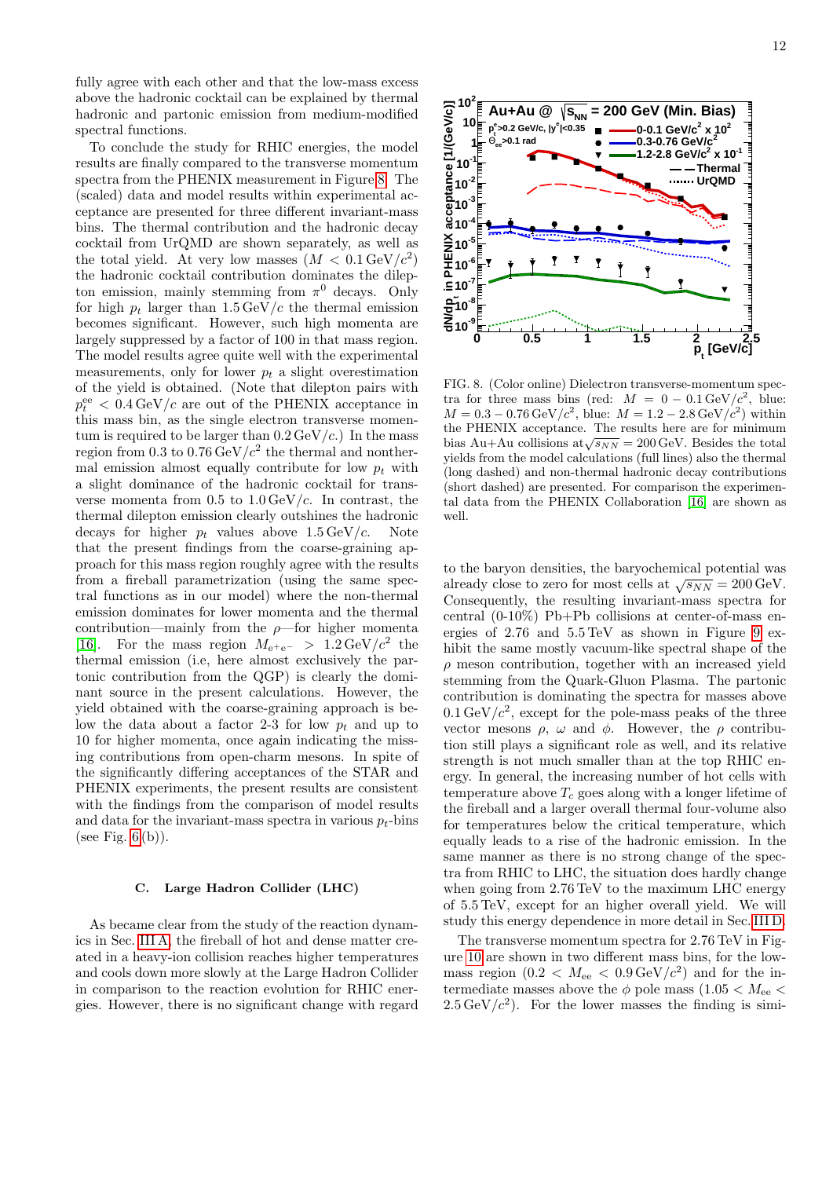fully agree with each other and that the low-mass excess above the hadronic cocktail can be explained by thermal hadronic and partonic emission from medium-modified spectral functions.

To conclude the study for RHIC energies, the model results are finally compared to the transverse momentum spectra from the PHENIX measurement in Figure 8. The (scaled) data and model results within experimental acceptance are presented for three different invariant-mass bins. The thermal contribution and the hadronic decay cocktail from UrQMD are shown separately, as well as the total yield. At very low masses ($M < 0.1\,\mathrm{GeV}/c^2$) the hadronic cocktail contribution dominates the dilepton emission, mainly stemming from $\pi^0$ decays. Only for high $p_t$ larger than $1.5\,\mathrm{GeV}/c$ the thermal emission becomes significant. However, such high momenta are largely suppressed by a factor of 100 in that mass region. The model results agree quite well with the experimental measurements, only for lower $p_t$ a slight overestimation of the yield is obtained. (Note that dilepton pairs with $p_t^{ee} < 0.4\,\mathrm{GeV}/c$ are out of the PHENIX acceptance in this mass bin, as the single electron transverse momentum is required to be larger than $0.2\,\mathrm{GeV}/c$.) In the mass region from 0.3 to $0.76\,\mathrm{GeV}/c^2$ the thermal and nonthermal emission almost equally contribute for low $p_t$ with a slight dominance of the hadronic cocktail for transverse momenta from 0.5 to $1.0\,\mathrm{GeV}/c$. In contrast, the thermal dilepton emission clearly outshines the hadronic decays for higher $p_t$ values above $1.5\,\mathrm{GeV}/c$. Note that the present findings from the coarse-graining approach for this mass region roughly agree with the results from a fireball parametrization (using the same spectral functions as in our model) where the non-thermal emission dominates for lower momenta and the thermal contribution—mainly from the $\rho$—for higher momenta [16]. For the mass region $M_{e^+e^-} > 1.2\,\mathrm{GeV}/c^2$ the thermal emission (i.e, here almost exclusively the partonic contribution from the QGP) is clearly the dominant source in the present calculations. However, the yield obtained with the coarse-graining approach is below the data about a factor 2-3 for low $p_t$ and up to 10 for higher momenta, once again indicating the missing contributions from open-charm mesons. In spite of the significantly differing acceptances of the STAR and PHENIX experiments, the present results are consistent with the findings from the comparison of model results and data for the invariant-mass spectra in various $p_t$-bins (see Fig. 6(b)).

FIG. 8. (Color online) Dielectron transverse-momentum spectra for three mass bins (red: $M = 0 - 0.1\,\mathrm{GeV}/c^2$, blue: $M = 0.3 - 0.76\,\mathrm{GeV}/c^2$, blue: $M = 1.2 - 2.8\,\mathrm{GeV}/c^2$) within the PHENIX acceptance. The results here are for minimum bias Au+Au collisions at $\sqrt{s_{NN}} = 200\,\mathrm{GeV}$. Besides the total yields from the model calculations (full lines) also the thermal (long dashed) and non-thermal hadronic decay contributions (short dashed) are presented. For comparison the experimental data from the PHENIX Collaboration [16] are shown as well.

### C. Large Hadron Collider (LHC)

As became clear from the study of the reaction dynamics in Sec. III A, the fireball of hot and dense matter created in a heavy-ion collision reaches higher temperatures and cools down more slowly at the Large Hadron Collider in comparison to the reaction evolution for RHIC energies. However, there is no significant change with regard to the baryon densities, the baryochemical potential was already close to zero for most cells at $\sqrt{s_{NN}} = 200\,\mathrm{GeV}$. Consequently, the resulting invariant-mass spectra for central (0-10%) Pb+Pb collisions at center-of-mass energies of 2.76 and 5.5 TeV as shown in Figure 9 exhibit the same mostly vacuum-like spectral shape of the $\rho$ meson contribution, together with an increased yield stemming from the Quark-Gluon Plasma. The partonic contribution is dominating the spectra for masses above $0.1\,\mathrm{GeV}/c^2$, except for the pole-mass peaks of the three vector mesons $\rho$, $\omega$ and $\phi$. However, the $\rho$ contribution still plays a significant role as well, and its relative strength is not much smaller than at the top RHIC energy. In general, the increasing number of hot cells with temperature above $T_c$ goes along with a longer lifetime of the fireball and a larger overall thermal four-volume also for temperatures below the critical temperature, which equally leads to a rise of the hadronic emission. In the same manner as there is no strong change of the spectra from RHIC to LHC, the situation does hardly change when going from 2.76 TeV to the maximum LHC energy of 5.5 TeV, except for an higher overall yield. We will study this energy dependence in more detail in Sec. III D.

The transverse momentum spectra for 2.76 TeV in Figure 10 are shown in two different mass bins, for the low-mass region ($0.2 < M_{ee} < 0.9\,\mathrm{GeV}/c^2$) and for the intermediate masses above the $\phi$ pole mass ($1.05 < M_{ee} < 2.5\,\mathrm{GeV}/c^2$). For the lower masses the finding is simi-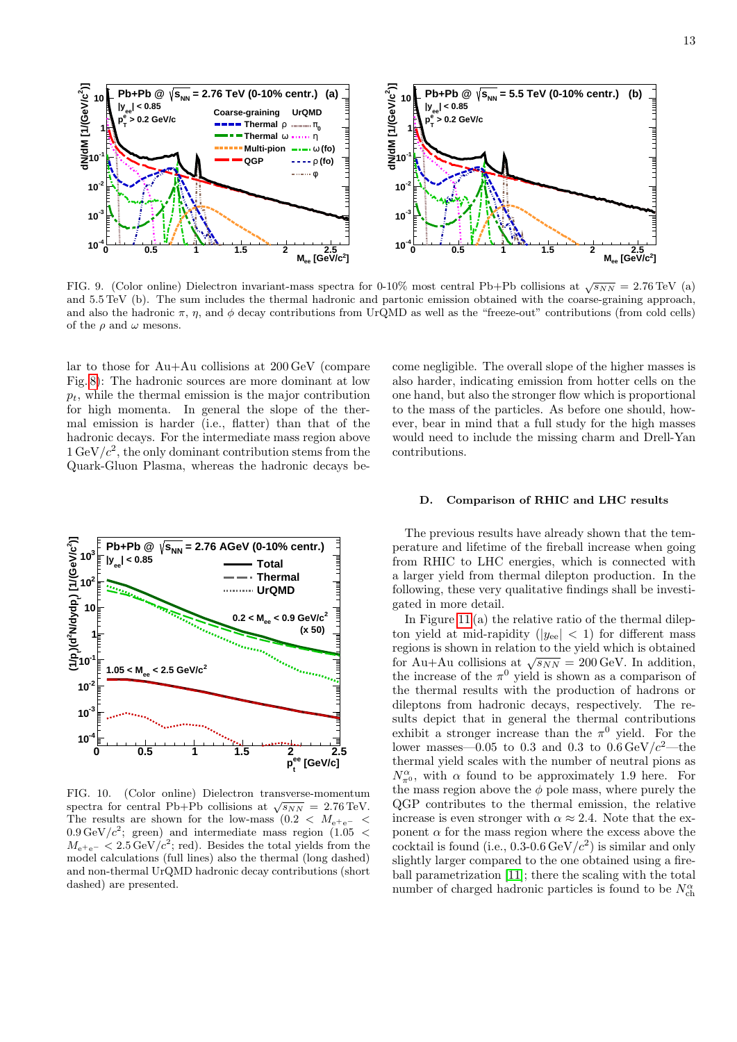FIG. 9. (Color online) Dielectron invariant-mass spectra for 0-10% most central Pb+Pb collisions at $\sqrt{s_{NN}} = 2.76$ TeV (a) and 5.5 TeV (b). The sum includes the thermal hadronic and partonic emission obtained with the coarse-graining approach, and also the hadronic $\pi$, $\eta$, and $\phi$ decay contributions from UrQMD as well as the "freeze-out" contributions (from cold cells) of the $\rho$ and $\omega$ mesons.

lar to those for Au+Au collisions at 200 GeV (compare Fig. 8): The hadronic sources are more dominant at low $p_t$, while the thermal emission is the major contribution for high momenta. In general the slope of the thermal emission is harder (i.e., flatter) than that of the hadronic decays. For the intermediate mass region above 1 GeV/$c^2$, the only dominant contribution stems from the Quark-Gluon Plasma, whereas the hadronic decays become negligible. The overall slope of the higher masses is also harder, indicating emission from hotter cells on the one hand, but also the stronger flow which is proportional to the mass of the particles. As before one should, however, bear in mind that a full study for the high masses would need to include the missing charm and Drell-Yan contributions.

FIG. 10. (Color online) Dielectron transverse-momentum spectra for central Pb+Pb collisions at $\sqrt{s_{NN}} = 2.76$ TeV. The results are shown for the low-mass ($0.2 < M_{e^+e^-} < 0.9$ GeV/$c^2$; green) and intermediate mass region ($1.05 < M_{e^+e^-} < 2.5$ GeV/$c^2$; red). Besides the total yields from the model calculations (full lines) also the thermal (long dashed) and non-thermal UrQMD hadronic decay contributions (short dashed) are presented.

### D. Comparison of RHIC and LHC results

The previous results have already shown that the temperature and lifetime of the fireball increase when going from RHIC to LHC energies, which is connected with a larger yield from thermal dilepton production. In the following, these very qualitative findings shall be investigated in more detail.

In Figure 11(a) the relative ratio of the thermal dilepton yield at mid-rapidity ($|y_{ee}| < 1$) for different mass regions is shown in relation to the yield which is obtained for Au+Au collisions at $\sqrt{s_{NN}} = 200$ GeV. In addition, the increase of the $\pi^0$ yield is shown as a comparison of the thermal results with the production of hadrons or dileptons from hadronic decays, respectively. The results depict that in general the thermal contributions exhibit a stronger increase than the $\pi^0$ yield. For the lower masses—0.05 to 0.3 and 0.3 to 0.6 GeV/$c^2$—the thermal yield scales with the number of neutral pions as $N_{\pi^0}^{\alpha}$, with $\alpha$ found to be approximately 1.9 here. For the mass region above the $\phi$ pole mass, where purely the QGP contributes to the thermal emission, the relative increase is even stronger with $\alpha \approx 2.4$. Note that the exponent $\alpha$ for the mass region where the excess above the cocktail is found (i.e., 0.3-0.6 GeV/$c^2$) is similar and only slightly larger compared to the one obtained using a fireball parametrization [11]; there the scaling with the total number of charged hadronic particles is found to be $N_{\mathrm{ch}}^{\alpha}$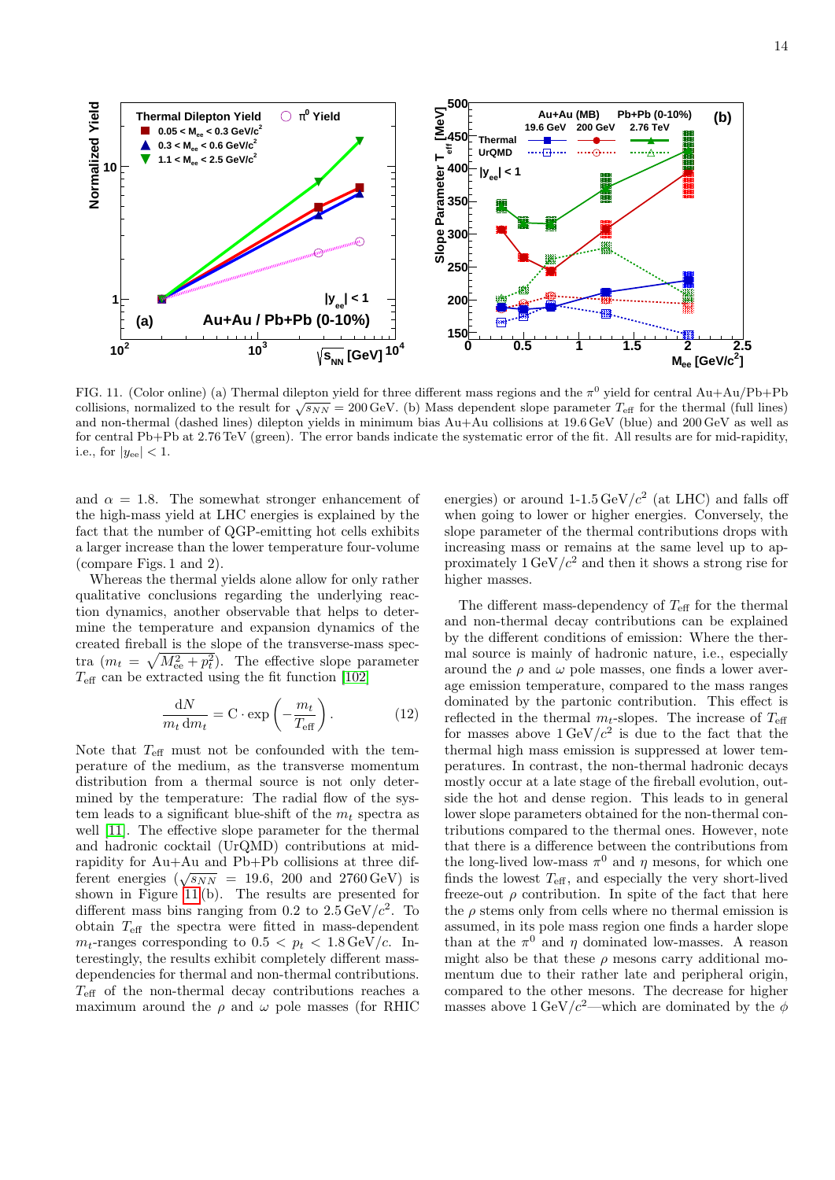FIG. 11. (Color online) (a) Thermal dilepton yield for three different mass regions and the $\pi^0$ yield for central Au+Au/Pb+Pb collisions, normalized to the result for $\sqrt{s_{NN}} = 200\,\mathrm{GeV}$. (b) Mass dependent slope parameter $T_{\mathrm{eff}}$ for the thermal (full lines) and non-thermal (dashed lines) dilepton yields in minimum bias Au+Au collisions at 19.6 GeV (blue) and 200 GeV as well as for central Pb+Pb at 2.76 TeV (green). The error bands indicate the systematic error of the fit. All results are for mid-rapidity, i.e., for $|y_{ee}| < 1$.

and $\alpha = 1.8$. The somewhat stronger enhancement of the high-mass yield at LHC energies is explained by the fact that the number of QGP-emitting hot cells exhibits a larger increase than the lower temperature four-volume (compare Figs. 1 and 2).

Whereas the thermal yields alone allow for only rather qualitative conclusions regarding the underlying reaction dynamics, another observable that helps to determine the temperature and expansion dynamics of the created fireball is the slope of the transverse-mass spectra ($m_t = \sqrt{M_{\mathrm{ee}}^2 + p_t^2}$). The effective slope parameter $T_{\mathrm{eff}}$ can be extracted using the fit function [102]

$$\frac{\mathrm{d}N}{m_t\,\mathrm{d}m_t} = \mathrm{C}\cdot\exp\left(-\frac{m_t}{T_{\mathrm{eff}}}\right). \tag{12}$$

Note that $T_{\mathrm{eff}}$ must not be confounded with the temperature of the medium, as the transverse momentum distribution from a thermal source is not only determined by the temperature: The radial flow of the system leads to a significant blue-shift of the $m_t$ spectra as well [11]. The effective slope parameter for the thermal and hadronic cocktail (UrQMD) contributions at mid-rapidity for Au+Au and Pb+Pb collisions at three different energies ($\sqrt{s_{NN}} = 19.6$, 200 and 2760 GeV) is shown in Figure 11(b). The results are presented for different mass bins ranging from 0.2 to $2.5\,\mathrm{GeV}/c^2$. To obtain $T_{\mathrm{eff}}$ the spectra were fitted in mass-dependent $m_t$-ranges corresponding to $0.5 < p_t < 1.8\,\mathrm{GeV}/c$. Interestingly, the results exhibit completely different mass-dependencies for thermal and non-thermal contributions. $T_{\mathrm{eff}}$ of the non-thermal decay contributions reaches a maximum around the $\rho$ and $\omega$ pole masses (for RHIC energies) or around 1-1.5 $\mathrm{GeV}/c^2$ (at LHC) and falls off when going to lower or higher energies. Conversely, the slope parameter of the thermal contributions drops with increasing mass or remains at the same level up to approximately $1\,\mathrm{GeV}/c^2$ and then it shows a strong rise for higher masses.

The different mass-dependency of $T_{\mathrm{eff}}$ for the thermal and non-thermal decay contributions can be explained by the different conditions of emission: Where the thermal source is mainly of hadronic nature, i.e., especially around the $\rho$ and $\omega$ pole masses, one finds a lower average emission temperature, compared to the mass ranges dominated by the partonic contribution. This effect is reflected in the thermal $m_t$-slopes. The increase of $T_{\mathrm{eff}}$ for masses above $1\,\mathrm{GeV}/c^2$ is due to the fact that the thermal high mass emission is suppressed at lower temperatures. In contrast, the non-thermal hadronic decays mostly occur at a late stage of the fireball evolution, outside the hot and dense region. This leads to in general lower slope parameters obtained for the non-thermal contributions compared to the thermal ones. However, note that there is a difference between the contributions from the long-lived low-mass $\pi^0$ and $\eta$ mesons, for which one finds the lowest $T_{\mathrm{eff}}$, and especially the very short-lived freeze-out $\rho$ contribution. In spite of the fact that here the $\rho$ stems only from cells where no thermal emission is assumed, in its pole mass region one finds a harder slope than at the $\pi^0$ and $\eta$ dominated low-masses. A reason might also be that these $\rho$ mesons carry additional momentum due to their rather late and peripheral origin, compared to the other mesons. The decrease for higher masses above $1\,\mathrm{GeV}/c^2$—which are dominated by the $\phi$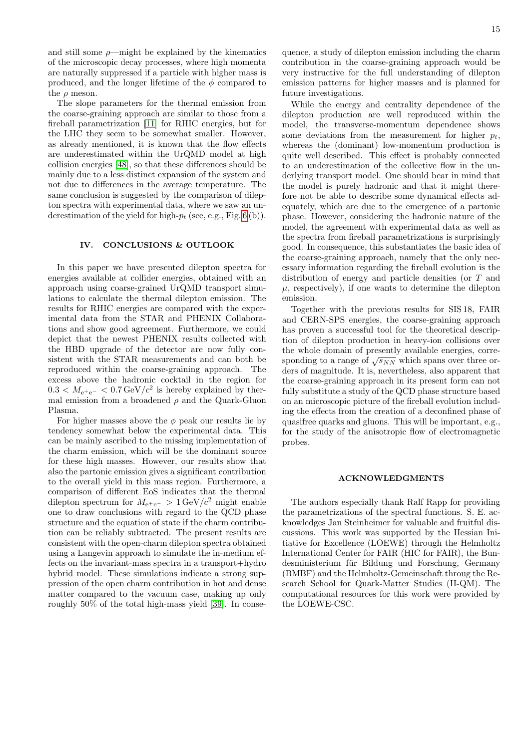and still some $\rho$—might be explained by the kinematics of the microscopic decay processes, where high momenta are naturally suppressed if a particle with higher mass is produced, and the longer lifetime of the $\phi$ compared to the $\rho$ meson.

The slope parameters for the thermal emission from the coarse-graining approach are similar to those from a fireball parametrization [11] for RHIC energies, but for the LHC they seem to be somewhat smaller. However, as already mentioned, it is known that the flow effects are underestimated within the UrQMD model at high collision energies [48], so that these differences should be mainly due to a less distinct expansion of the system and not due to differences in the average temperature. The same conclusion is suggested by the comparison of dilepton spectra with experimental data, where we saw an underestimation of the yield for high-$p_t$ (see, e.g., Fig. 6 (b)).

## IV. CONCLUSIONS & OUTLOOK

In this paper we have presented dilepton spectra for energies available at collider energies, obtained with an approach using coarse-grained UrQMD transport simulations to calculate the thermal dilepton emission. The results for RHIC energies are compared with the experimental data from the STAR and PHENIX Collaborations and show good agreement. Furthermore, we could depict that the newest PHENIX results collected with the HBD upgrade of the detector are now fully consistent with the STAR measurements and can both be reproduced within the coarse-graining approach. The excess above the hadronic cocktail in the region for $0.3 < M_{e^+e^-} < 0.7\,\mathrm{GeV}/c^2$ is hereby explained by thermal emission from a broadened $\rho$ and the Quark-Gluon Plasma.

For higher masses above the $\phi$ peak our results lie by tendency somewhat below the experimental data. This can be mainly ascribed to the missing implementation of the charm emission, which will be the dominant source for these high masses. However, our results show that also the partonic emission gives a significant contribution to the overall yield in this mass region. Furthermore, a comparison of different EoS indicates that the thermal dilepton spectrum for $M_{e^+e^-} > 1\,\mathrm{GeV}/c^2$ might enable one to draw conclusions with regard to the QCD phase structure and the equation of state if the charm contribution can be reliably subtracted. The present results are consistent with the open-charm dilepton spectra obtained using a Langevin approach to simulate the in-medium effects on the invariant-mass spectra in a transport+hydro hybrid model. These simulations indicate a strong suppression of the open charm contribution in hot and dense matter compared to the vacuum case, making up only roughly 50% of the total high-mass yield [39]. In consequence, a study of dilepton emission including the charm contribution in the coarse-graining approach would be very instructive for the full understanding of dilepton emission patterns for higher masses and is planned for future investigations.

While the energy and centrality dependence of the dilepton production are well reproduced within the model, the transverse-momentum dependence shows some deviations from the measurement for higher $p_t$, whereas the (dominant) low-momentum production is quite well described. This effect is probably connected to an underestimation of the collective flow in the underlying transport model. One should bear in mind that the model is purely hadronic and that it might therefore not be able to describe some dynamical effects adequately, which are due to the emergence of a partonic phase. However, considering the hadronic nature of the model, the agreement with experimental data as well as the spectra from fireball parametrizations is surprisingly good. In consequence, this substantiates the basic idea of the coarse-graining approach, namely that the only necessary information regarding the fireball evolution is the distribution of energy and particle densities (or $T$ and $\mu$, respectively), if one wants to determine the dilepton emission.

Together with the previous results for SIS 18, FAIR and CERN-SPS energies, the coarse-graining approach has proven a successful tool for the theoretical description of dilepton production in heavy-ion collisions over the whole domain of presently available energies, corresponding to a range of $\sqrt{s_{NN}}$ which spans over three orders of magnitude. It is, nevertheless, also apparent that the coarse-graining approach in its present form can not fully substitute a study of the QCD phase structure based on an microscopic picture of the fireball evolution including the effects from the creation of a deconfined phase of quasifree quarks and gluons. This will be important, e.g., for the study of the anisotropic flow of electromagnetic probes.

## ACKNOWLEDGMENTS

The authors especially thank Ralf Rapp for providing the parametrizations of the spectral functions. S. E. acknowledges Jan Steinheimer for valuable and fruitful discussions. This work was supported by the Hessian Initiative for Excellence (LOEWE) through the Helmholtz International Center for FAIR (HIC for FAIR), the Bundesministerium für Bildung und Forschung, Germany (BMBF) and the Helmholtz-Gemeinschaft throug the Research School for Quark-Matter Studies (H-QM). The computational resources for this work were provided by the LOEWE-CSC.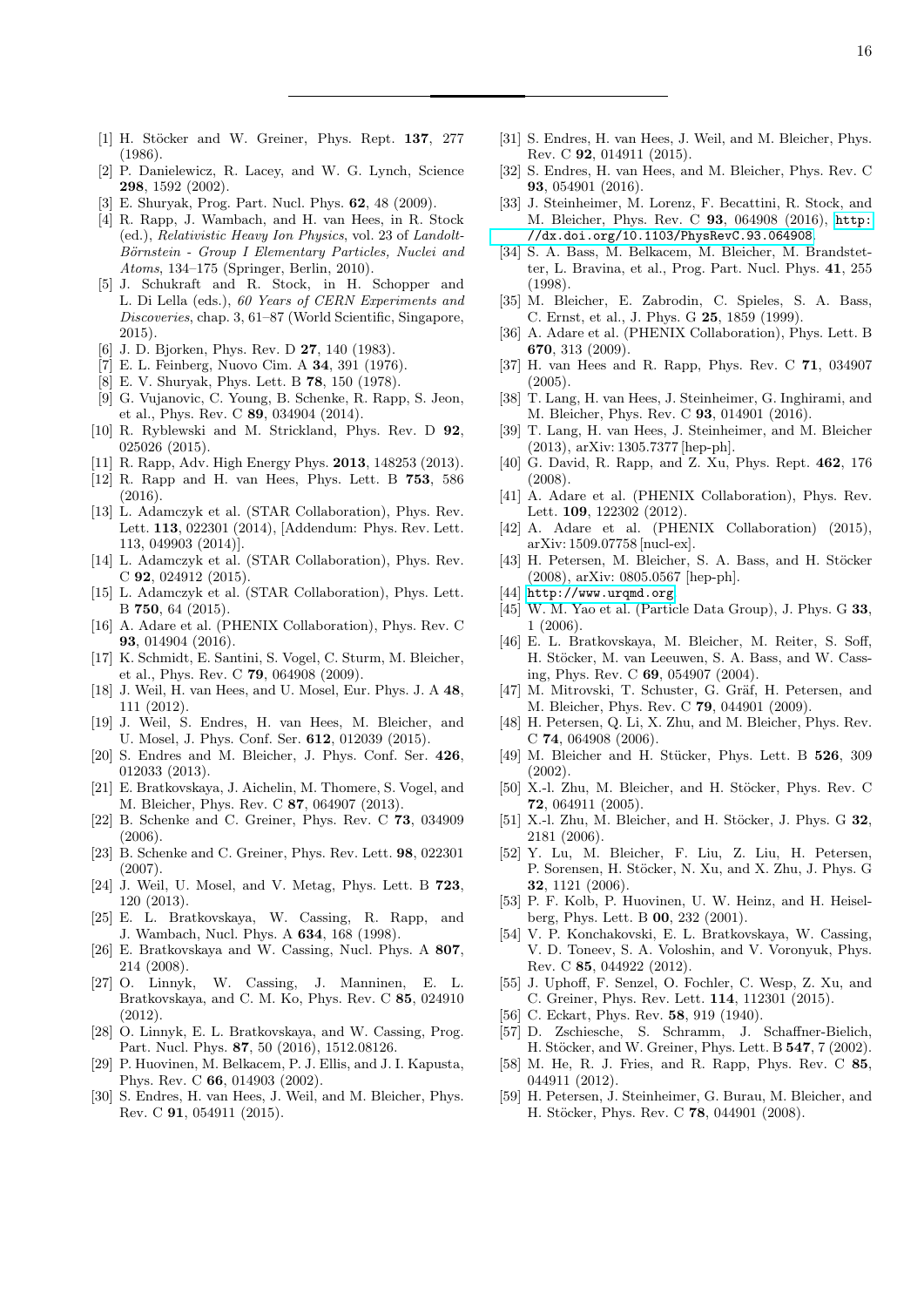[1] H. Stöcker and W. Greiner, Phys. Rept. **137**, 277 (1986).

[2] P. Danielewicz, R. Lacey, and W. G. Lynch, Science **298**, 1592 (2002).

[3] E. Shuryak, Prog. Part. Nucl. Phys. **62**, 48 (2009).

[4] R. Rapp, J. Wambach, and H. van Hees, in R. Stock (ed.), *Relativistic Heavy Ion Physics*, vol. 23 of *Landolt-Börnstein - Group I Elementary Particles, Nuclei and Atoms*, 134–175 (Springer, Berlin, 2010).

[5] J. Schukraft and R. Stock, in H. Schopper and L. Di Lella (eds.), *60 Years of CERN Experiments and Discoveries*, chap. 3, 61–87 (World Scientific, Singapore, 2015).

[6] J. D. Bjorken, Phys. Rev. D **27**, 140 (1983).

[7] E. L. Feinberg, Nuovo Cim. A **34**, 391 (1976).

[8] E. V. Shuryak, Phys. Lett. B **78**, 150 (1978).

[9] G. Vujanovic, C. Young, B. Schenke, R. Rapp, S. Jeon, et al., Phys. Rev. C **89**, 034904 (2014).

[10] R. Ryblewski and M. Strickland, Phys. Rev. D **92**, 025026 (2015).

[11] R. Rapp, Adv. High Energy Phys. **2013**, 148253 (2013).

[12] R. Rapp and H. van Hees, Phys. Lett. B **753**, 586 (2016).

[13] L. Adamczyk et al. (STAR Collaboration), Phys. Rev. Lett. **113**, 022301 (2014), [Addendum: Phys. Rev. Lett. 113, 049903 (2014)].

[14] L. Adamczyk et al. (STAR Collaboration), Phys. Rev. C **92**, 024912 (2015).

[15] L. Adamczyk et al. (STAR Collaboration), Phys. Lett. B **750**, 64 (2015).

[16] A. Adare et al. (PHENIX Collaboration), Phys. Rev. C **93**, 014904 (2016).

[17] K. Schmidt, E. Santini, S. Vogel, C. Sturm, M. Bleicher, et al., Phys. Rev. C **79**, 064908 (2009).

[18] J. Weil, H. van Hees, and U. Mosel, Eur. Phys. J. A **48**, 111 (2012).

[19] J. Weil, S. Endres, H. van Hees, M. Bleicher, and U. Mosel, J. Phys. Conf. Ser. **612**, 012039 (2015).

[20] S. Endres and M. Bleicher, J. Phys. Conf. Ser. **426**, 012033 (2013).

[21] E. Bratkovskaya, J. Aichelin, M. Thomere, S. Vogel, and M. Bleicher, Phys. Rev. C **87**, 064907 (2013).

[22] B. Schenke and C. Greiner, Phys. Rev. C **73**, 034909 (2006).

[23] B. Schenke and C. Greiner, Phys. Rev. Lett. **98**, 022301 (2007).

[24] J. Weil, U. Mosel, and V. Metag, Phys. Lett. B **723**, 120 (2013).

[25] E. L. Bratkovskaya, W. Cassing, R. Rapp, and J. Wambach, Nucl. Phys. A **634**, 168 (1998).

[26] E. Bratkovskaya and W. Cassing, Nucl. Phys. A **807**, 214 (2008).

[27] O. Linnyk, W. Cassing, J. Manninen, E. L. Bratkovskaya, and C. M. Ko, Phys. Rev. C **85**, 024910 (2012).

[28] O. Linnyk, E. L. Bratkovskaya, and W. Cassing, Prog. Part. Nucl. Phys. **87**, 50 (2016), 1512.08126.

[29] P. Huovinen, M. Belkacem, P. J. Ellis, and J. I. Kapusta, Phys. Rev. C **66**, 014903 (2002).

[30] S. Endres, H. van Hees, J. Weil, and M. Bleicher, Phys. Rev. C **91**, 054911 (2015).

[31] S. Endres, H. van Hees, J. Weil, and M. Bleicher, Phys. Rev. C **92**, 014911 (2015).

[32] S. Endres, H. van Hees, and M. Bleicher, Phys. Rev. C **93**, 054901 (2016).

[33] J. Steinheimer, M. Lorenz, F. Becattini, R. Stock, and M. Bleicher, Phys. Rev. C **93**, 064908 (2016), http://dx.doi.org/10.1103/PhysRevC.93.064908.

[34] S. A. Bass, M. Belkacem, M. Bleicher, M. Brandstetter, L. Bravina, et al., Prog. Part. Nucl. Phys. **41**, 255 (1998).

[35] M. Bleicher, E. Zabrodin, C. Spieles, S. A. Bass, C. Ernst, et al., J. Phys. G **25**, 1859 (1999).

[36] A. Adare et al. (PHENIX Collaboration), Phys. Lett. B **670**, 313 (2009).

[37] H. van Hees and R. Rapp, Phys. Rev. C **71**, 034907 (2005).

[38] T. Lang, H. van Hees, J. Steinheimer, G. Inghirami, and M. Bleicher, Phys. Rev. C **93**, 014901 (2016).

[39] T. Lang, H. van Hees, J. Steinheimer, and M. Bleicher (2013), arXiv: 1305.7377 [hep-ph].

[40] G. David, R. Rapp, and Z. Xu, Phys. Rept. **462**, 176 (2008).

[41] A. Adare et al. (PHENIX Collaboration), Phys. Rev. Lett. **109**, 122302 (2012).

[42] A. Adare et al. (PHENIX Collaboration) (2015), arXiv: 1509.07758 [nucl-ex].

[43] H. Petersen, M. Bleicher, S. A. Bass, and H. Stöcker (2008), arXiv: 0805.0567 [hep-ph].

[44] http://www.urqmd.org.

[45] W. M. Yao et al. (Particle Data Group), J. Phys. G **33**, 1 (2006).

[46] E. L. Bratkovskaya, M. Bleicher, M. Reiter, S. Soff, H. Stöcker, M. van Leeuwen, S. A. Bass, and W. Cassing, Phys. Rev. C **69**, 054907 (2004).

[47] M. Mitrovski, T. Schuster, G. Gräf, H. Petersen, and M. Bleicher, Phys. Rev. C **79**, 044901 (2009).

[48] H. Petersen, Q. Li, X. Zhu, and M. Bleicher, Phys. Rev. C **74**, 064908 (2006).

[49] M. Bleicher and H. Stücker, Phys. Lett. B **526**, 309 (2002).

[50] X.-l. Zhu, M. Bleicher, and H. Stöcker, Phys. Rev. C **72**, 064911 (2005).

[51] X.-l. Zhu, M. Bleicher, and H. Stöcker, J. Phys. G **32**, 2181 (2006).

[52] Y. Lu, M. Bleicher, F. Liu, Z. Liu, H. Petersen, P. Sorensen, H. Stöcker, N. Xu, and X. Zhu, J. Phys. G **32**, 1121 (2006).

[53] P. F. Kolb, P. Huovinen, U. W. Heinz, and H. Heiselberg, Phys. Lett. B **00**, 232 (2001).

[54] V. P. Konchakovski, E. L. Bratkovskaya, W. Cassing, V. D. Toneev, S. A. Voloshin, and V. Voronyuk, Phys. Rev. C **85**, 044922 (2012).

[55] J. Uphoff, F. Senzel, O. Fochler, C. Wesp, Z. Xu, and C. Greiner, Phys. Rev. Lett. **114**, 112301 (2015).

[56] C. Eckart, Phys. Rev. **58**, 919 (1940).

[57] D. Zschiesche, S. Schramm, J. Schaffner-Bielich, H. Stöcker, and W. Greiner, Phys. Lett. B **547**, 7 (2002).

[58] M. He, R. J. Fries, and R. Rapp, Phys. Rev. C **85**, 044911 (2012).

[59] H. Petersen, J. Steinheimer, G. Burau, M. Bleicher, and H. Stöcker, Phys. Rev. C **78**, 044901 (2008).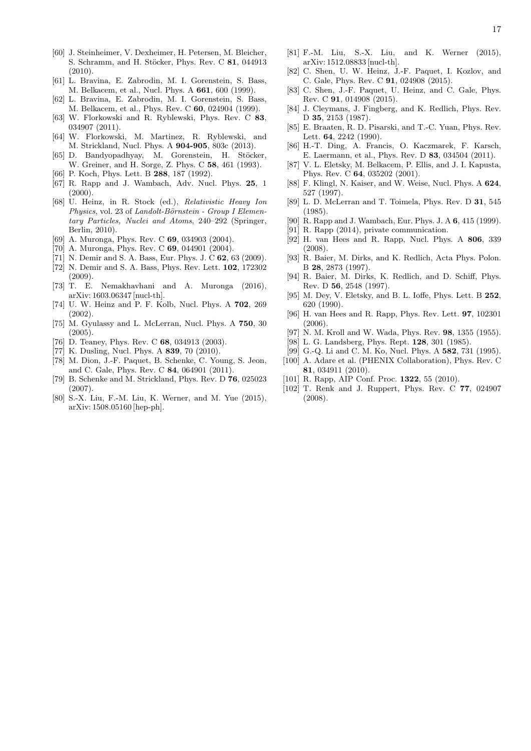[60] J. Steinheimer, V. Dexheimer, H. Petersen, M. Bleicher, S. Schramm, and H. Stöcker, Phys. Rev. C **81**, 044913 (2010).

[61] L. Bravina, E. Zabrodin, M. I. Gorenstein, S. Bass, M. Belkacem, et al., Nucl. Phys. A **661**, 600 (1999).

[62] L. Bravina, E. Zabrodin, M. I. Gorenstein, S. Bass, M. Belkacem, et al., Phys. Rev. C **60**, 024904 (1999).

[63] W. Florkowski and R. Ryblewski, Phys. Rev. C **83**, 034907 (2011).

[64] W. Florkowski, M. Martinez, R. Ryblewski, and M. Strickland, Nucl. Phys. A **904-905**, 803c (2013).

[65] D. Bandyopadhyay, M. Gorenstein, H. Stöcker, W. Greiner, and H. Sorge, Z. Phys. C **58**, 461 (1993).

[66] P. Koch, Phys. Lett. B **288**, 187 (1992).

[67] R. Rapp and J. Wambach, Adv. Nucl. Phys. **25**, 1 (2000).

[68] U. Heinz, in R. Stock (ed.), *Relativistic Heavy Ion Physics*, vol. 23 of *Landolt-Börnstein - Group I Elementary Particles, Nuclei and Atoms*, 240–292 (Springer, Berlin, 2010).

[69] A. Muronga, Phys. Rev. C **69**, 034903 (2004).

[70] A. Muronga, Phys. Rev. C **69**, 044901 (2004).

[71] N. Demir and S. A. Bass, Eur. Phys. J. C **62**, 63 (2009).

[72] N. Demir and S. A. Bass, Phys. Rev. Lett. **102**, 172302 (2009).

[73] T. E. Nemakhavhani and A. Muronga (2016), arXiv: 1603.06347 [nucl-th].

[74] U. W. Heinz and P. F. Kolb, Nucl. Phys. A **702**, 269 (2002).

[75] M. Gyulassy and L. McLerran, Nucl. Phys. A **750**, 30 (2005).

[76] D. Teaney, Phys. Rev. C **68**, 034913 (2003).

[77] K. Dusling, Nucl. Phys. A **839**, 70 (2010).

[78] M. Dion, J.-F. Paquet, B. Schenke, C. Young, S. Jeon, and C. Gale, Phys. Rev. C **84**, 064901 (2011).

[79] B. Schenke and M. Strickland, Phys. Rev. D **76**, 025023 (2007).

[80] S.-X. Liu, F.-M. Liu, K. Werner, and M. Yue (2015), arXiv: 1508.05160 [hep-ph].

[81] F.-M. Liu, S.-X. Liu, and K. Werner (2015), arXiv: 1512.08833 [nucl-th].

[82] C. Shen, U. W. Heinz, J.-F. Paquet, I. Kozlov, and C. Gale, Phys. Rev. C **91**, 024908 (2015).

[83] C. Shen, J.-F. Paquet, U. Heinz, and C. Gale, Phys. Rev. C **91**, 014908 (2015).

[84] J. Cleymans, J. Fingberg, and K. Redlich, Phys. Rev. D **35**, 2153 (1987).

[85] E. Braaten, R. D. Pisarski, and T.-C. Yuan, Phys. Rev. Lett. **64**, 2242 (1990).

[86] H.-T. Ding, A. Francis, O. Kaczmarek, F. Karsch, E. Laermann, et al., Phys. Rev. D **83**, 034504 (2011).

[87] V. L. Eletsky, M. Belkacem, P. Ellis, and J. I. Kapusta, Phys. Rev. C **64**, 035202 (2001).

[88] F. Klingl, N. Kaiser, and W. Weise, Nucl. Phys. A **624**, 527 (1997).

[89] L. D. McLerran and T. Toimela, Phys. Rev. D **31**, 545 (1985).

[90] R. Rapp and J. Wambach, Eur. Phys. J. A **6**, 415 (1999).

[91] R. Rapp (2014), private communication.

[92] H. van Hees and R. Rapp, Nucl. Phys. A **806**, 339 (2008).

[93] R. Baier, M. Dirks, and K. Redlich, Acta Phys. Polon. B **28**, 2873 (1997).

[94] R. Baier, M. Dirks, K. Redlich, and D. Schiff, Phys. Rev. D **56**, 2548 (1997).

[95] M. Dey, V. Eletsky, and B. L. Ioffe, Phys. Lett. B **252**, 620 (1990).

[96] H. van Hees and R. Rapp, Phys. Rev. Lett. **97**, 102301 (2006).

[97] N. M. Kroll and W. Wada, Phys. Rev. **98**, 1355 (1955).

[98] L. G. Landsberg, Phys. Rept. **128**, 301 (1985).

[99] G.-Q. Li and C. M. Ko, Nucl. Phys. A **582**, 731 (1995).

[100] A. Adare et al. (PHENIX Collaboration), Phys. Rev. C **81**, 034911 (2010).

[101] R. Rapp, AIP Conf. Proc. **1322**, 55 (2010).

[102] T. Renk and J. Ruppert, Phys. Rev. C **77**, 024907 (2008).